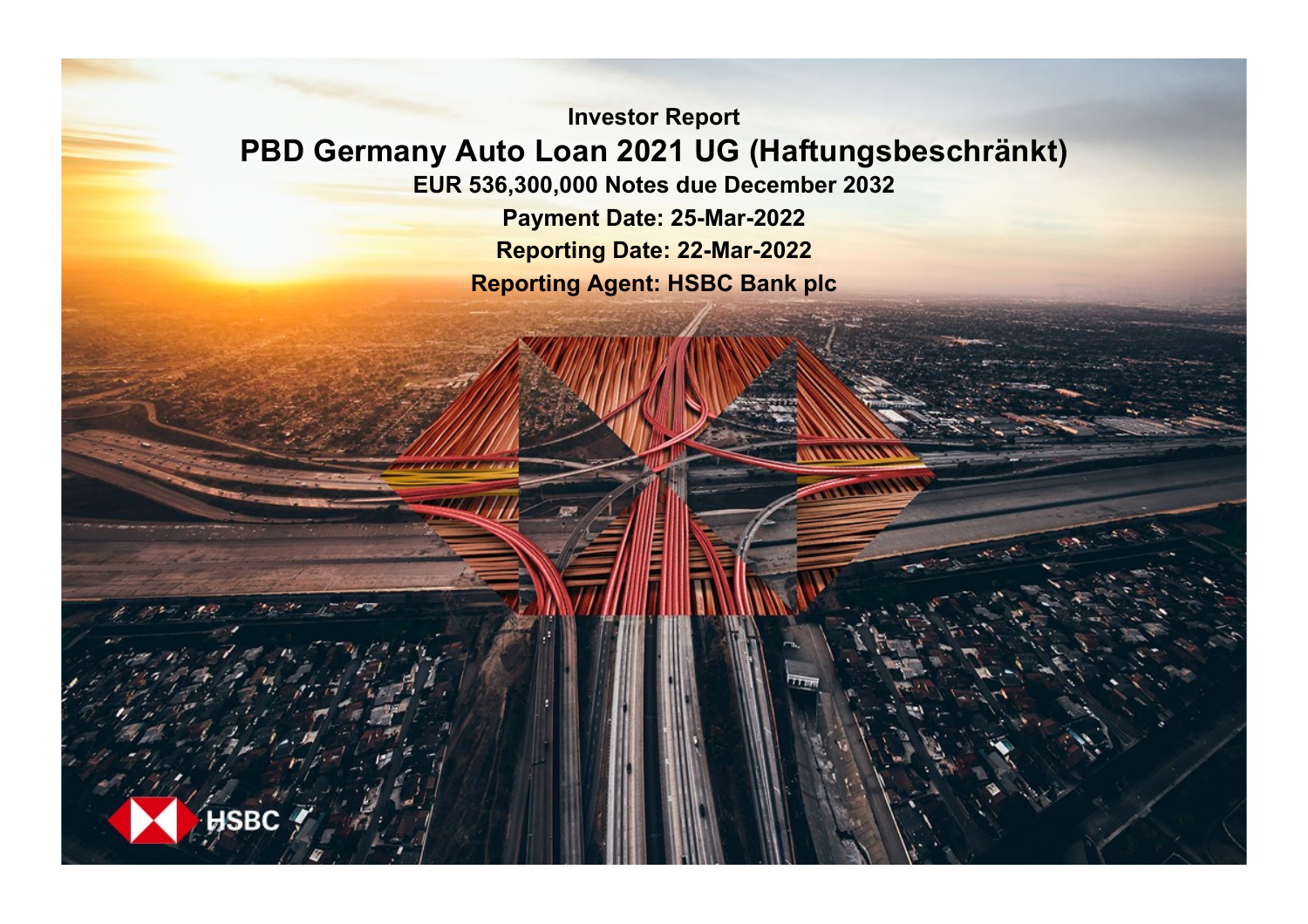**Investor Report**

# PBD Germany Auto Loan 2021 UG (Haftungsbeschränkt)

**EUR 536,300,000 Notes due December 2032**

**Payment Date: 25-Mar-2022**

**Reporting Date: 22-Mar-2022**

**Reporting Agent: HSBC Bank plc**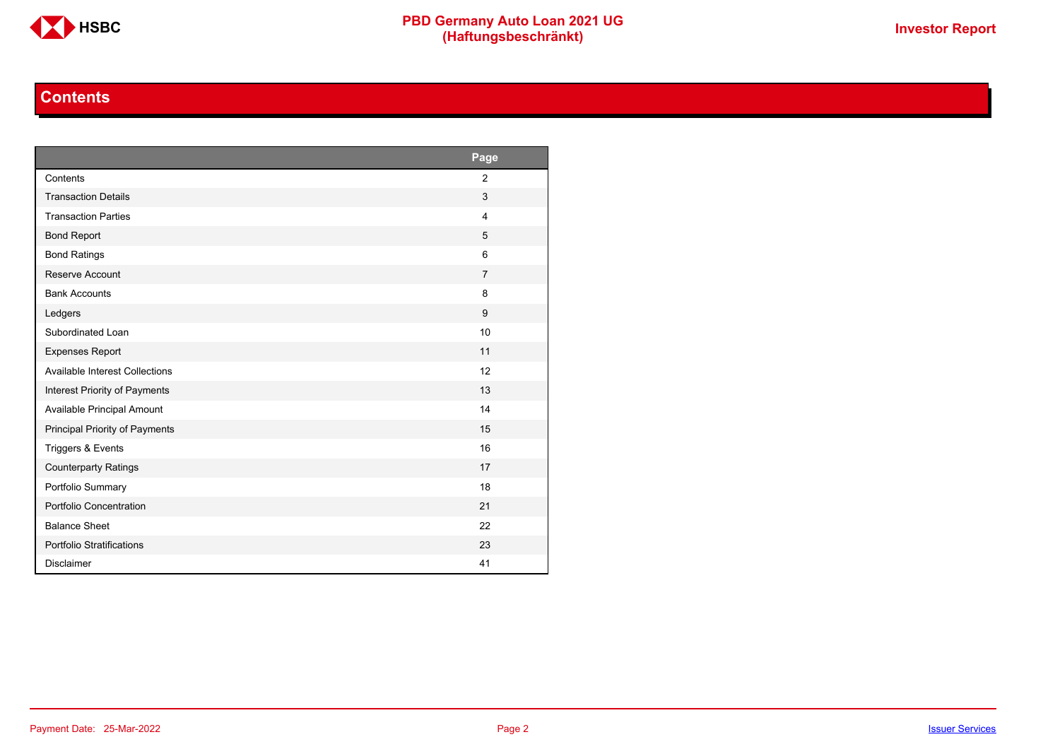# Contents

| | Page |
|---|---|
| Contents | 2 |
| Transaction Details | 3 |
| Transaction Parties | 4 |
| Bond Report | 5 |
| Bond Ratings | 6 |
| Reserve Account | 7 |
| Bank Accounts | 8 |
| Ledgers | 9 |
| Subordinated Loan | 10 |
| Expenses Report | 11 |
| Available Interest Collections | 12 |
| Interest Priority of Payments | 13 |
| Available Principal Amount | 14 |
| Principal Priority of Payments | 15 |
| Triggers & Events | 16 |
| Counterparty Ratings | 17 |
| Portfolio Summary | 18 |
| Portfolio Concentration | 21 |
| Balance Sheet | 22 |
| Portfolio Stratifications | 23 |
| Disclaimer | 41 |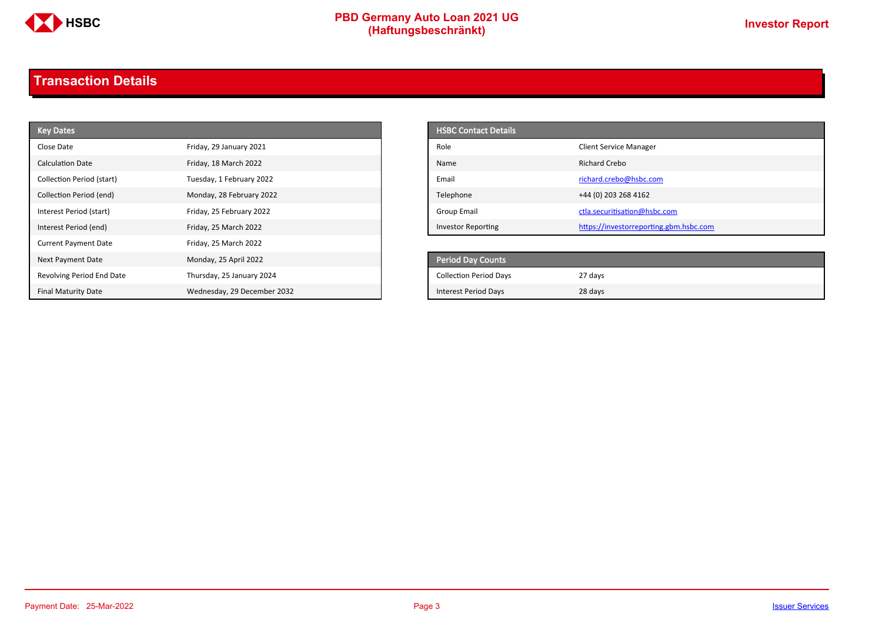## Transaction Details

| Key Dates | |
|---|---|
| Close Date | Friday, 29 January 2021 |
| Calculation Date | Friday, 18 March 2022 |
| Collection Period (start) | Tuesday, 1 February 2022 |
| Collection Period (end) | Monday, 28 February 2022 |
| Interest Period (start) | Friday, 25 February 2022 |
| Interest Period (end) | Friday, 25 March 2022 |
| Current Payment Date | Friday, 25 March 2022 |
| Next Payment Date | Monday, 25 April 2022 |
| Revolving Period End Date | Thursday, 25 January 2024 |
| Final Maturity Date | Wednesday, 29 December 2032 |

| HSBC Contact Details | |
|---|---|
| Role | Client Service Manager |
| Name | Richard Crebo |
| Email | richard.crebo@hsbc.com |
| Telephone | +44 (0) 203 268 4162 |
| Group Email | ctla.securitisation@hsbc.com |
| Investor Reporting | https://investorreporting.gbm.hsbc.com |

| Period Day Counts | |
|---|---|
| Collection Period Days | 27 days |
| Interest Period Days | 28 days |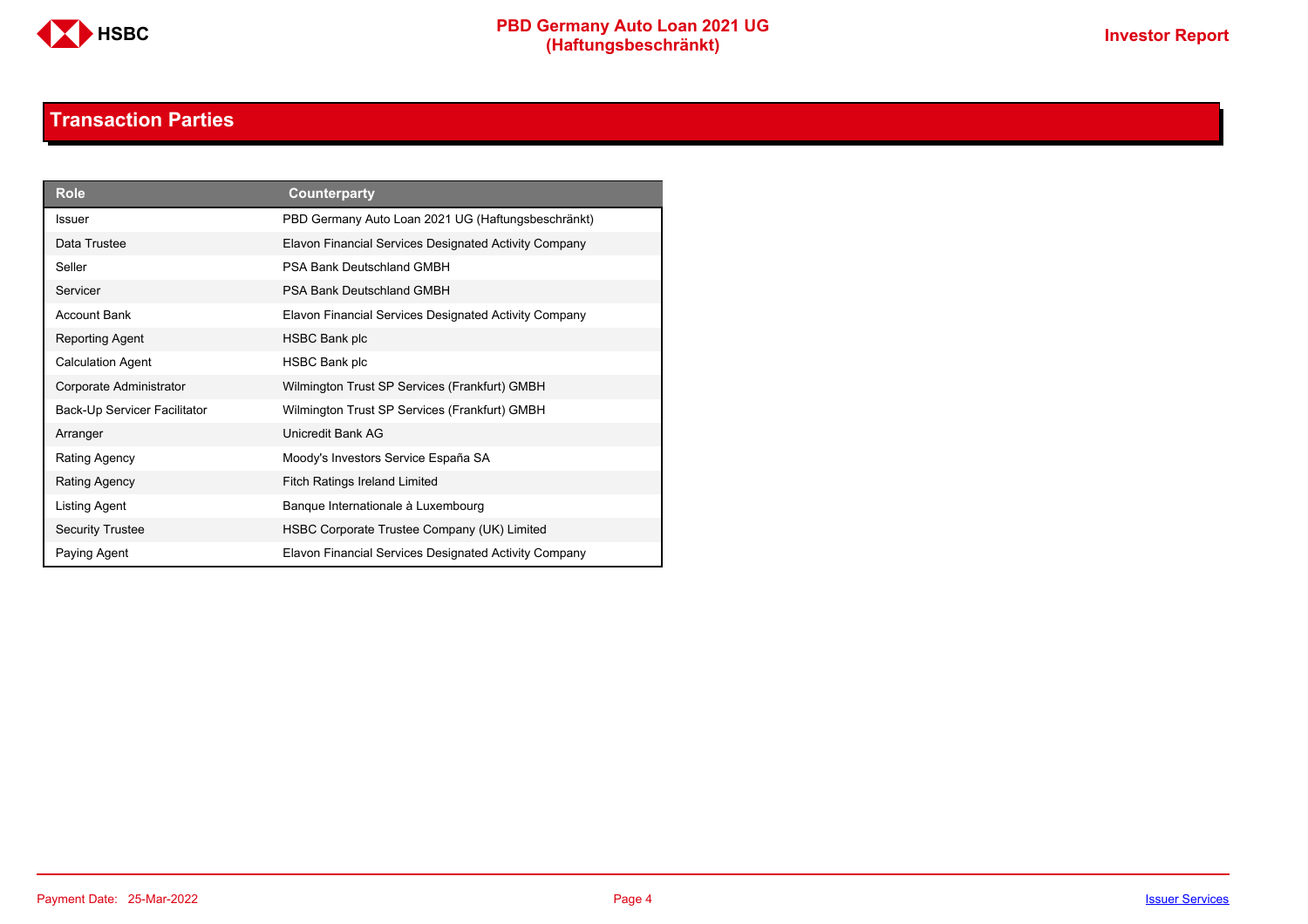## Transaction Parties

| Role | Counterparty |
|---|---|
| Issuer | PBD Germany Auto Loan 2021 UG (Haftungsbeschränkt) |
| Data Trustee | Elavon Financial Services Designated Activity Company |
| Seller | PSA Bank Deutschland GMBH |
| Servicer | PSA Bank Deutschland GMBH |
| Account Bank | Elavon Financial Services Designated Activity Company |
| Reporting Agent | HSBC Bank plc |
| Calculation Agent | HSBC Bank plc |
| Corporate Administrator | Wilmington Trust SP Services (Frankfurt) GMBH |
| Back-Up Servicer Facilitator | Wilmington Trust SP Services (Frankfurt) GMBH |
| Arranger | Unicredit Bank AG |
| Rating Agency | Moody's Investors Service España SA |
| Rating Agency | Fitch Ratings Ireland Limited |
| Listing Agent | Banque Internationale à Luxembourg |
| Security Trustee | HSBC Corporate Trustee Company (UK) Limited |
| Paying Agent | Elavon Financial Services Designated Activity Company |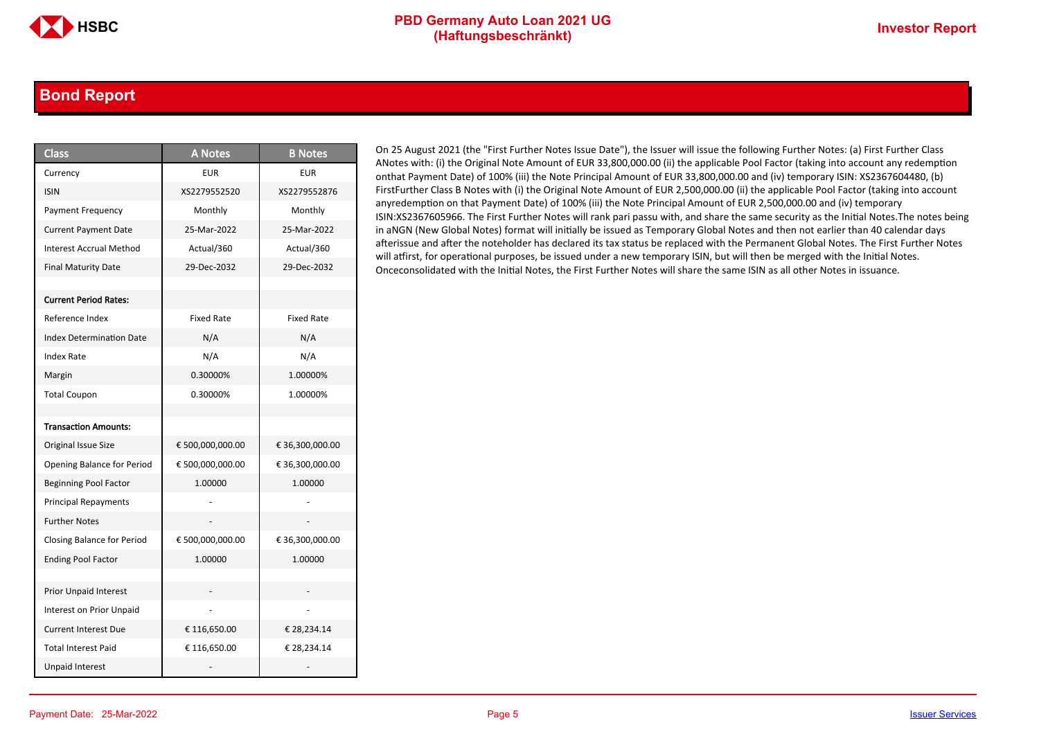## Bond Report

| Class | A Notes | B Notes |
|---|---|---|
| Currency | EUR | EUR |
| ISIN | XS2279552520 | XS2279552876 |
| Payment Frequency | Monthly | Monthly |
| Current Payment Date | 25-Mar-2022 | 25-Mar-2022 |
| Interest Accrual Method | Actual/360 | Actual/360 |
| Final Maturity Date | 29-Dec-2032 | 29-Dec-2032 |
| | | |
| **Current Period Rates:** | | |
| Reference Index | Fixed Rate | Fixed Rate |
| Index Determination Date | N/A | N/A |
| Index Rate | N/A | N/A |
| Margin | 0.30000% | 1.00000% |
| Total Coupon | 0.30000% | 1.00000% |
| | | |
| **Transaction Amounts:** | | |
| Original Issue Size | € 500,000,000.00 | € 36,300,000.00 |
| Opening Balance for Period | € 500,000,000.00 | € 36,300,000.00 |
| Beginning Pool Factor | 1.00000 | 1.00000 |
| Principal Repayments | - | - |
| Further Notes | - | - |
| Closing Balance for Period | € 500,000,000.00 | € 36,300,000.00 |
| Ending Pool Factor | 1.00000 | 1.00000 |
| | | |
| Prior Unpaid Interest | - | - |
| Interest on Prior Unpaid | - | - |
| Current Interest Due | € 116,650.00 | € 28,234.14 |
| Total Interest Paid | € 116,650.00 | € 28,234.14 |
| Unpaid Interest | - | - |

On 25 August 2021 (the "First Further Notes Issue Date"), the Issuer will issue the following Further Notes: (a) First Further Class ANotes with: (i) the Original Note Amount of EUR 33,800,000.00 (ii) the applicable Pool Factor (taking into account any redemption onthat Payment Date) of 100% (iii) the Note Principal Amount of EUR 33,800,000.00 and (iv) temporary ISIN: XS2367604480, (b) FirstFurther Class B Notes with (i) the Original Note Amount of EUR 2,500,000.00 (ii) the applicable Pool Factor (taking into account anyredemption on that Payment Date) of 100% (iii) the Note Principal Amount of EUR 2,500,000.00 and (iv) temporary ISIN:XS2367605966. The First Further Notes will rank pari passu with, and share the same security as the Initial Notes.The notes being in aNGN (New Global Notes) format will initially be issued as Temporary Global Notes and then not earlier than 40 calendar days afterissue and after the noteholder has declared its tax status be replaced with the Permanent Global Notes. The First Further Notes will atfirst, for operational purposes, be issued under a new temporary ISIN, but will then be merged with the Initial Notes. Onceconsolidated with the Initial Notes, the First Further Notes will share the same ISIN as all other Notes in issuance.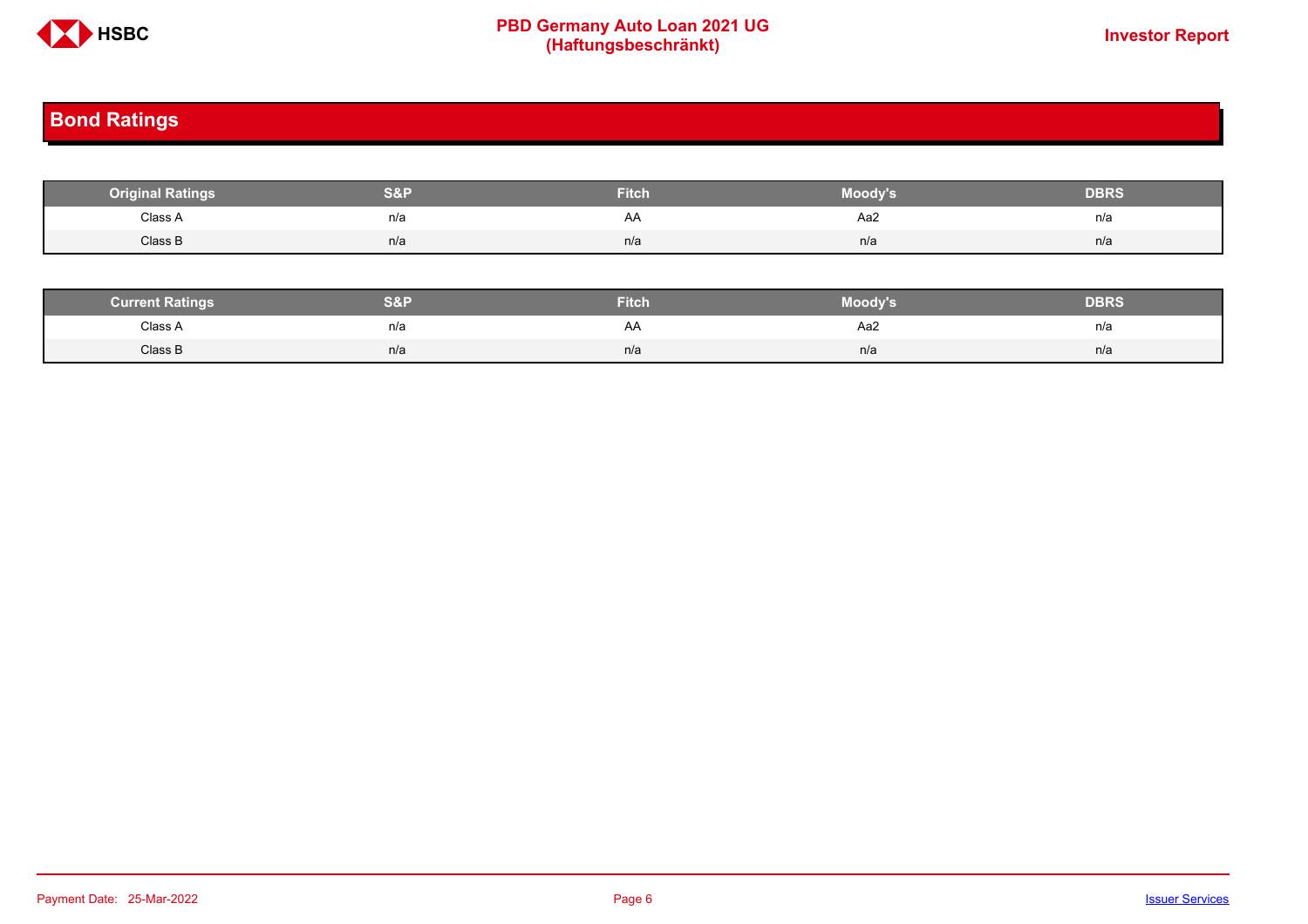## Bond Ratings

| Original Ratings | S&P | Fitch | Moody's | DBRS |
|---|---|---|---|---|
| Class A | n/a | AA | Aa2 | n/a |
| Class B | n/a | n/a | n/a | n/a |

| Current Ratings | S&P | Fitch | Moody's | DBRS |
|---|---|---|---|---|
| Class A | n/a | AA | Aa2 | n/a |
| Class B | n/a | n/a | n/a | n/a |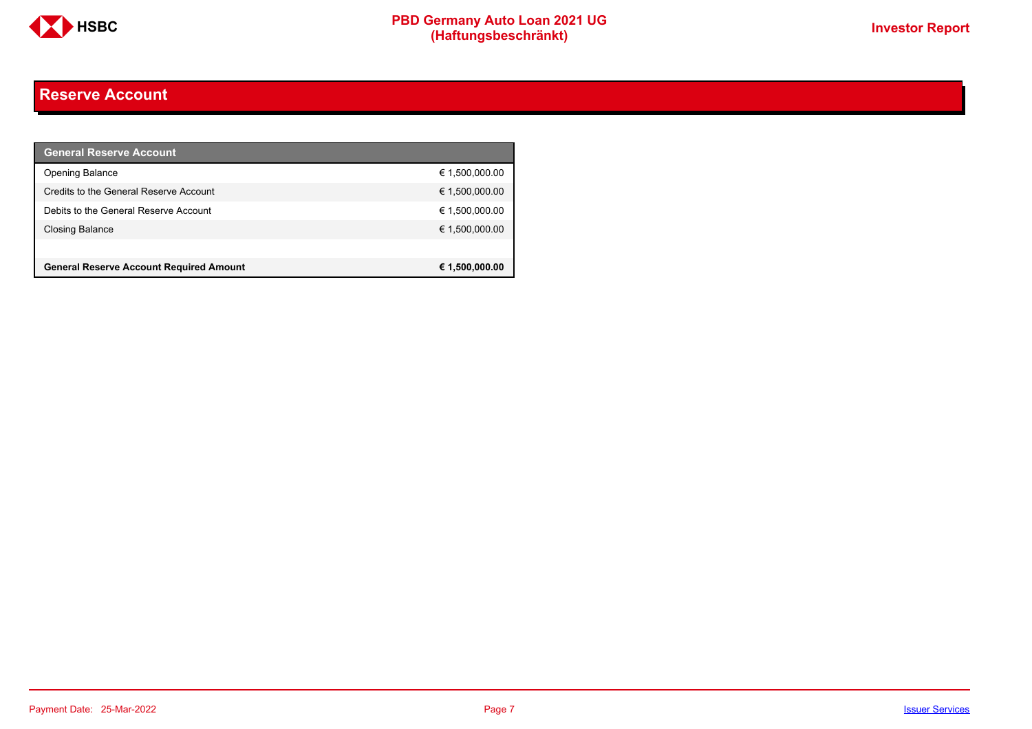## Reserve Account

| General Reserve Account | |
|---|---|
| Opening Balance | € 1,500,000.00 |
| Credits to the General Reserve Account | € 1,500,000.00 |
| Debits to the General Reserve Account | € 1,500,000.00 |
| Closing Balance | € 1,500,000.00 |
| | |
| **General Reserve Account Required Amount** | **€ 1,500,000.00** |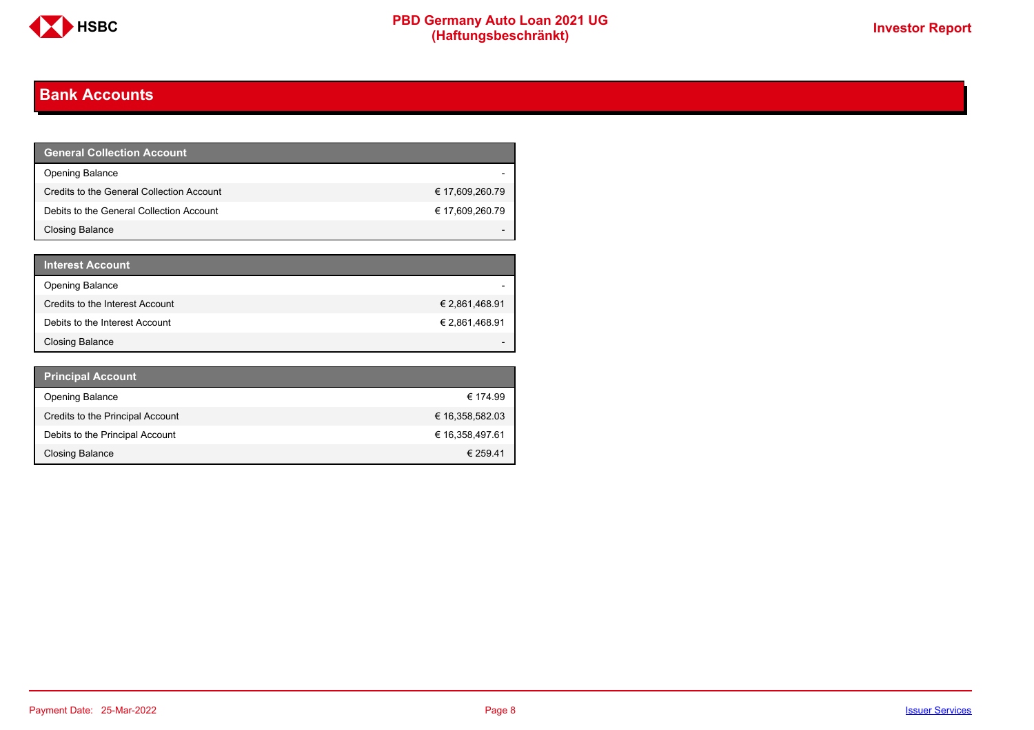## Bank Accounts

| General Collection Account | |
|---|---|
| Opening Balance | - |
| Credits to the General Collection Account | € 17,609,260.79 |
| Debits to the General Collection Account | € 17,609,260.79 |
| Closing Balance | - |

| Interest Account | |
|---|---|
| Opening Balance | - |
| Credits to the Interest Account | € 2,861,468.91 |
| Debits to the Interest Account | € 2,861,468.91 |
| Closing Balance | - |

| Principal Account | |
|---|---|
| Opening Balance | € 174.99 |
| Credits to the Principal Account | € 16,358,582.03 |
| Debits to the Principal Account | € 16,358,497.61 |
| Closing Balance | € 259.41 |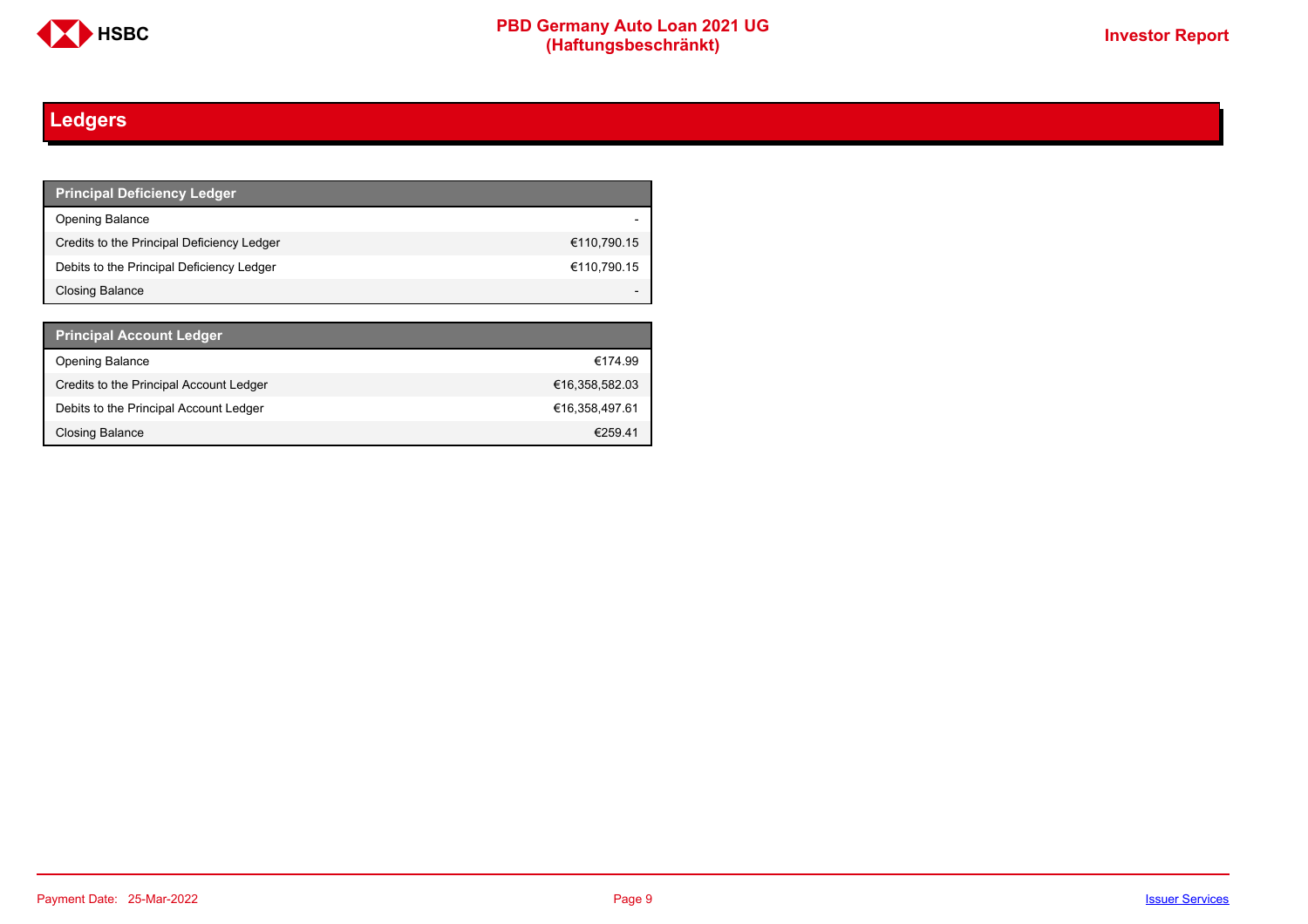## Ledgers

| Principal Deficiency Ledger | |
|---|---|
| Opening Balance | - |
| Credits to the Principal Deficiency Ledger | €110,790.15 |
| Debits to the Principal Deficiency Ledger | €110,790.15 |
| Closing Balance | - |

| Principal Account Ledger | |
|---|---|
| Opening Balance | €174.99 |
| Credits to the Principal Account Ledger | €16,358,582.03 |
| Debits to the Principal Account Ledger | €16,358,497.61 |
| Closing Balance | €259.41 |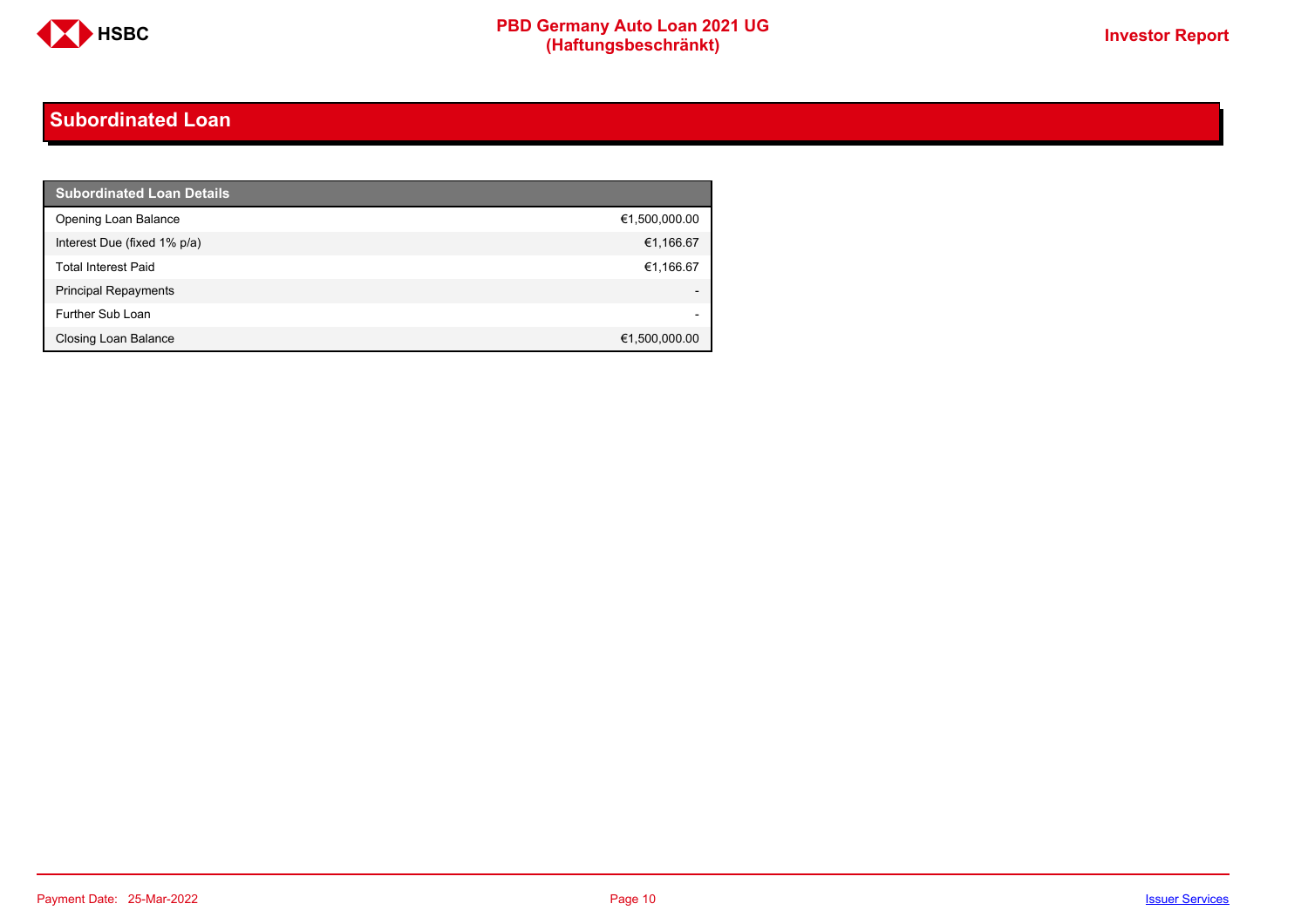## Subordinated Loan

| Subordinated Loan Details | |
|---|---|
| Opening Loan Balance | €1,500,000.00 |
| Interest Due (fixed 1% p/a) | €1,166.67 |
| Total Interest Paid | €1,166.67 |
| Principal Repayments | - |
| Further Sub Loan | - |
| Closing Loan Balance | €1,500,000.00 |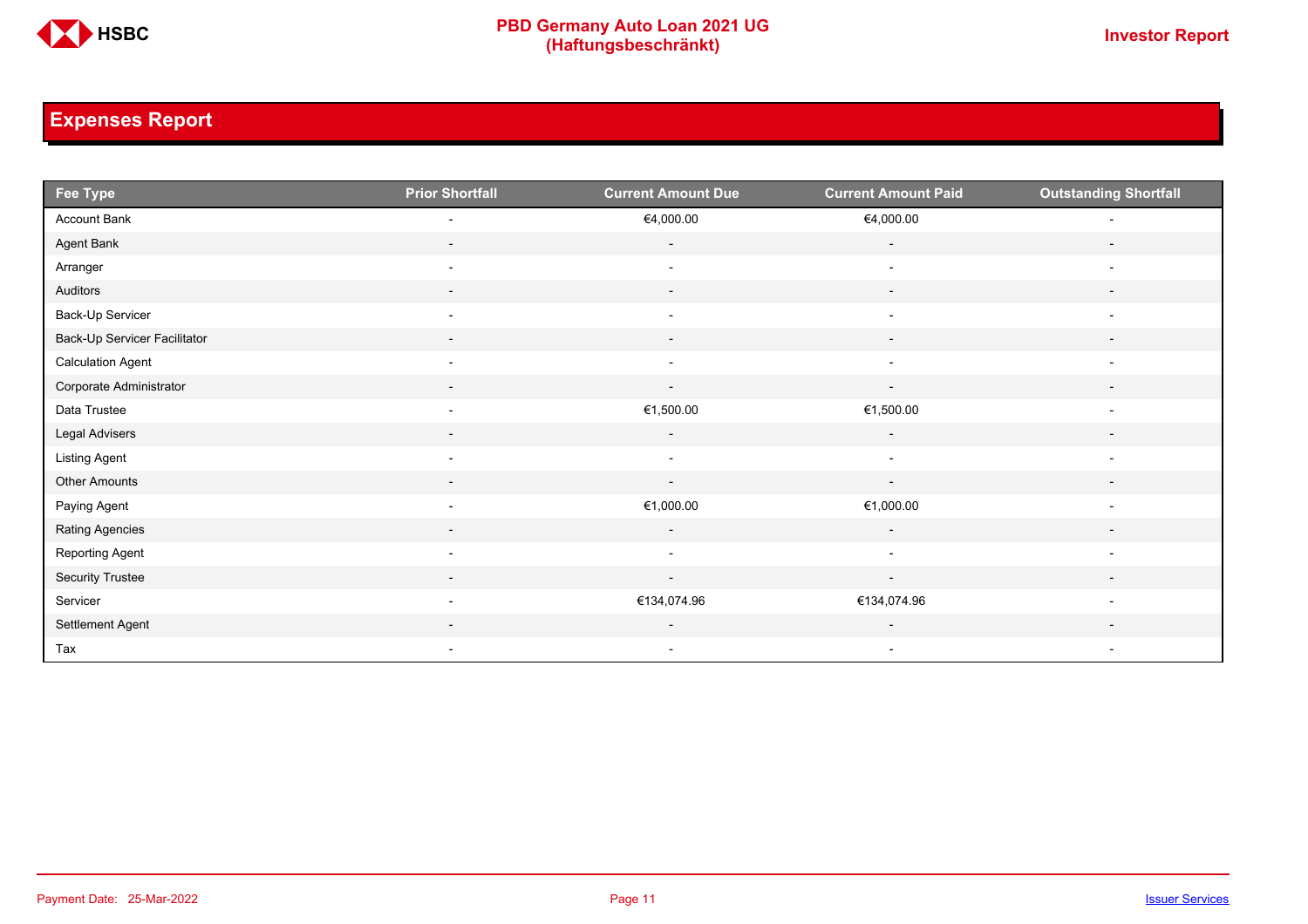## Expenses Report

| Fee Type | Prior Shortfall | Current Amount Due | Current Amount Paid | Outstanding Shortfall |
|---|---|---|---|---|
| Account Bank | - | €4,000.00 | €4,000.00 | - |
| Agent Bank | - | - | - | - |
| Arranger | - | - | - | - |
| Auditors | - | - | - | - |
| Back-Up Servicer | - | - | - | - |
| Back-Up Servicer Facilitator | - | - | - | - |
| Calculation Agent | - | - | - | - |
| Corporate Administrator | - | - | - | - |
| Data Trustee | - | €1,500.00 | €1,500.00 | - |
| Legal Advisers | - | - | - | - |
| Listing Agent | - | - | - | - |
| Other Amounts | - | - | - | - |
| Paying Agent | - | €1,000.00 | €1,000.00 | - |
| Rating Agencies | - | - | - | - |
| Reporting Agent | - | - | - | - |
| Security Trustee | - | - | - | - |
| Servicer | - | €134,074.96 | €134,074.96 | - |
| Settlement Agent | - | - | - | - |
| Tax | - | - | - | - |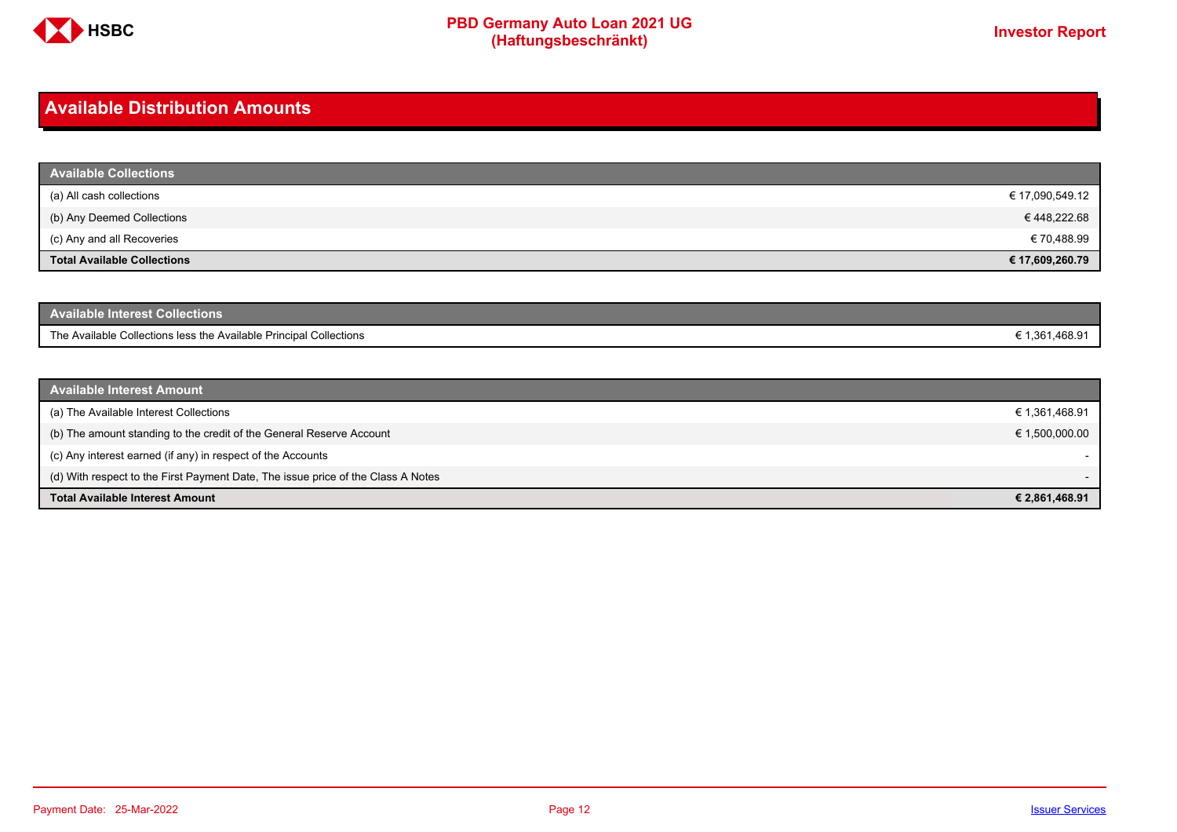## Available Distribution Amounts

| Available Collections | |
|---|---|
| (a) All cash collections | € 17,090,549.12 |
| (b) Any Deemed Collections | € 448,222.68 |
| (c) Any and all Recoveries | € 70,488.99 |
| **Total Available Collections** | **€ 17,609,260.79** |

| Available Interest Collections | |
|---|---|
| The Available Collections less the Available Principal Collections | € 1,361,468.91 |

| Available Interest Amount | |
|---|---|
| (a) The Available Interest Collections | € 1,361,468.91 |
| (b) The amount standing to the credit of the General Reserve Account | € 1,500,000.00 |
| (c) Any interest earned (if any) in respect of the Accounts | - |
| (d) With respect to the First Payment Date, The issue price of the Class A Notes | - |
| **Total Available Interest Amount** | **€ 2,861,468.91** |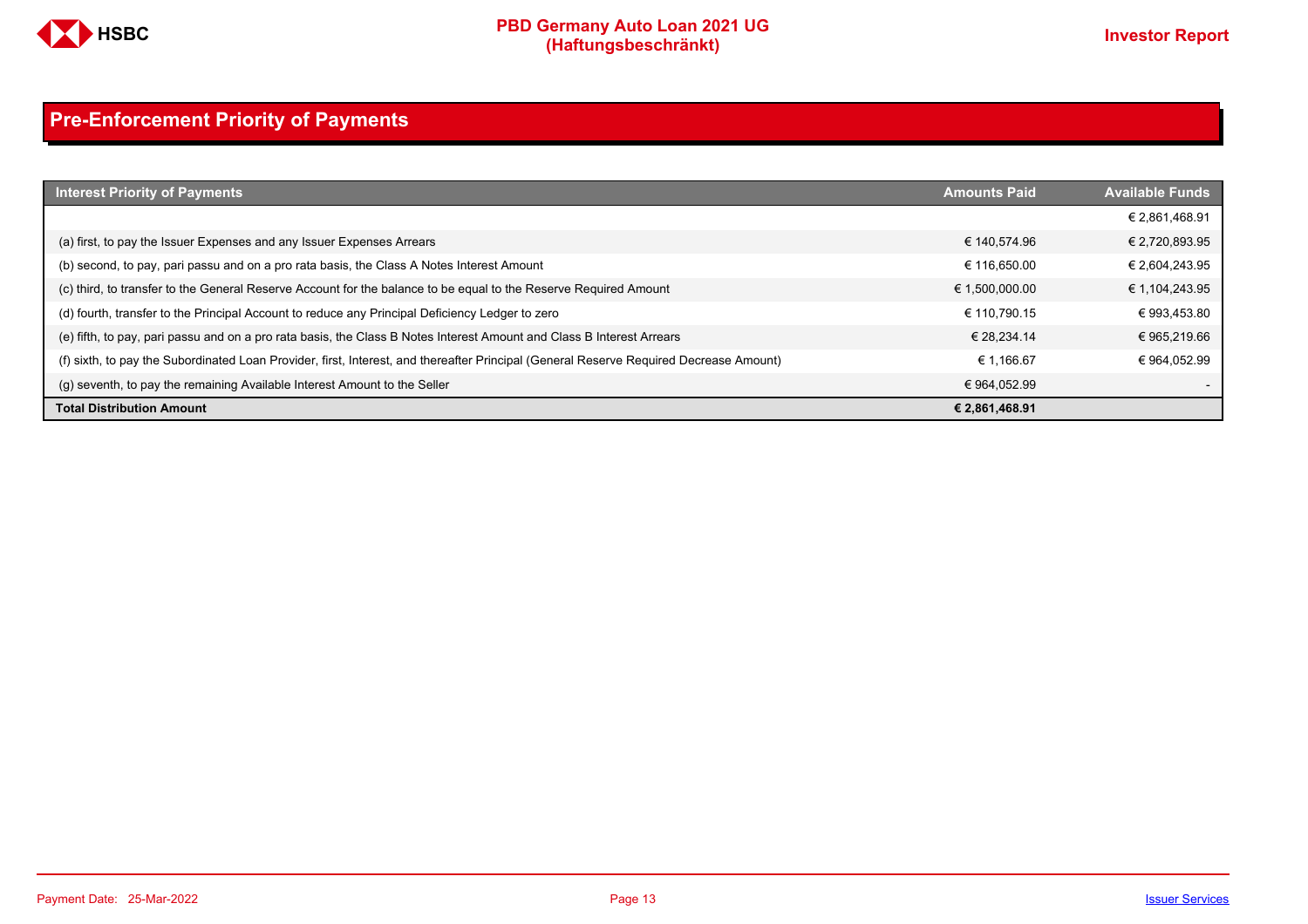## Pre-Enforcement Priority of Payments

| Interest Priority of Payments | Amounts Paid | Available Funds |
|---|---|---|
| | | € 2,861,468.91 |
| (a) first, to pay the Issuer Expenses and any Issuer Expenses Arrears | € 140,574.96 | € 2,720,893.95 |
| (b) second, to pay, pari passu and on a pro rata basis, the Class A Notes Interest Amount | € 116,650.00 | € 2,604,243.95 |
| (c) third, to transfer to the General Reserve Account for the balance to be equal to the Reserve Required Amount | € 1,500,000.00 | € 1,104,243.95 |
| (d) fourth, transfer to the Principal Account to reduce any Principal Deficiency Ledger to zero | € 110,790.15 | € 993,453.80 |
| (e) fifth, to pay, pari passu and on a pro rata basis, the Class B Notes Interest Amount and Class B Interest Arrears | € 28,234.14 | € 965,219.66 |
| (f) sixth, to pay the Subordinated Loan Provider, first, Interest, and thereafter Principal (General Reserve Required Decrease Amount) | € 1,166.67 | € 964,052.99 |
| (g) seventh, to pay the remaining Available Interest Amount to the Seller | € 964,052.99 | - |
| **Total Distribution Amount** | **€ 2,861,468.91** | |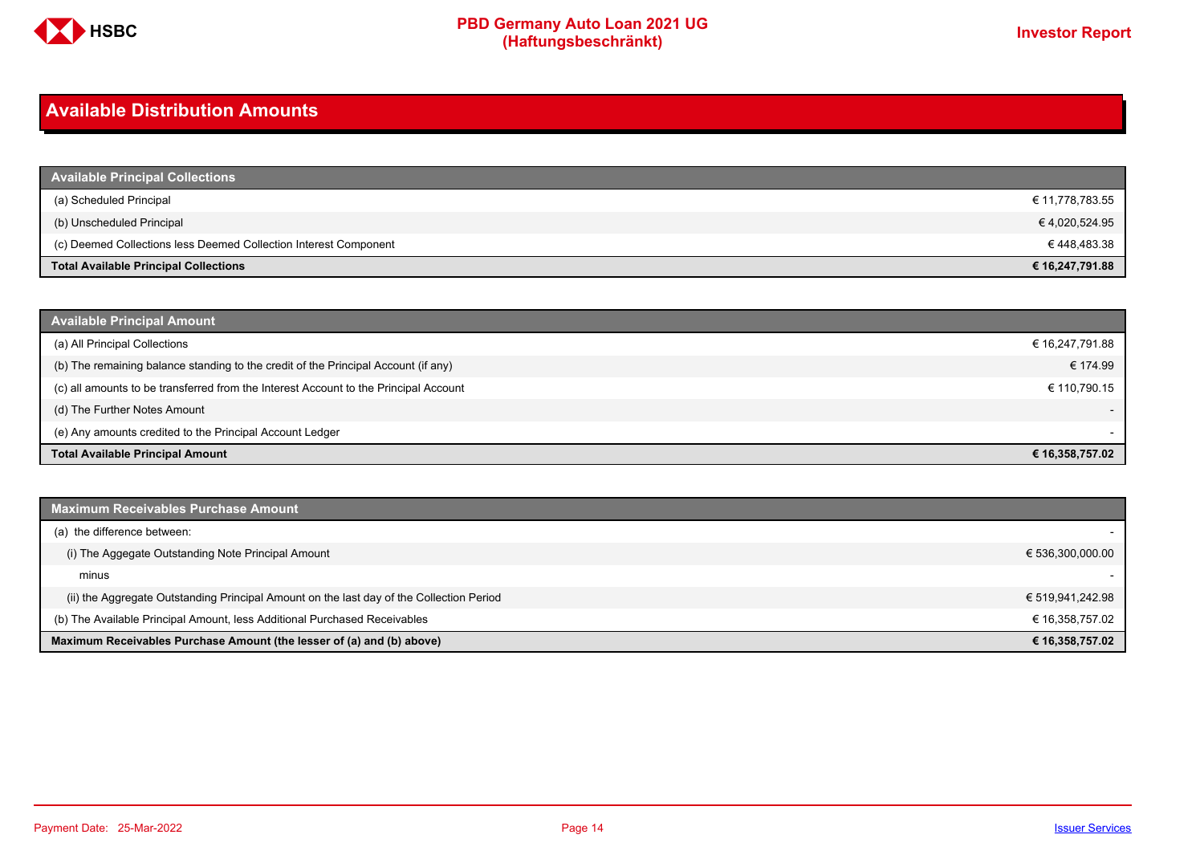# Available Distribution Amounts

| Available Principal Collections | |
|---|---|
| (a) Scheduled Principal | € 11,778,783.55 |
| (b) Unscheduled Principal | € 4,020,524.95 |
| (c) Deemed Collections less Deemed Collection Interest Component | € 448,483.38 |
| **Total Available Principal Collections** | **€ 16,247,791.88** |

| Available Principal Amount | |
|---|---|
| (a) All Principal Collections | € 16,247,791.88 |
| (b) The remaining balance standing to the credit of the Principal Account (if any) | € 174.99 |
| (c) all amounts to be transferred from the Interest Account to the Principal Account | € 110,790.15 |
| (d) The Further Notes Amount | - |
| (e) Any amounts credited to the Principal Account Ledger | - |
| **Total Available Principal Amount** | **€ 16,358,757.02** |

| Maximum Receivables Purchase Amount | |
|---|---|
| (a) the difference between: | - |
| (i) The Aggegate Outstanding Note Principal Amount | € 536,300,000.00 |
| minus | - |
| (ii) the Aggregate Outstanding Principal Amount on the last day of the Collection Period | € 519,941,242.98 |
| (b) The Available Principal Amount, less Additional Purchased Receivables | € 16,358,757.02 |
| **Maximum Receivables Purchase Amount (the lesser of (a) and (b) above)** | **€ 16,358,757.02** |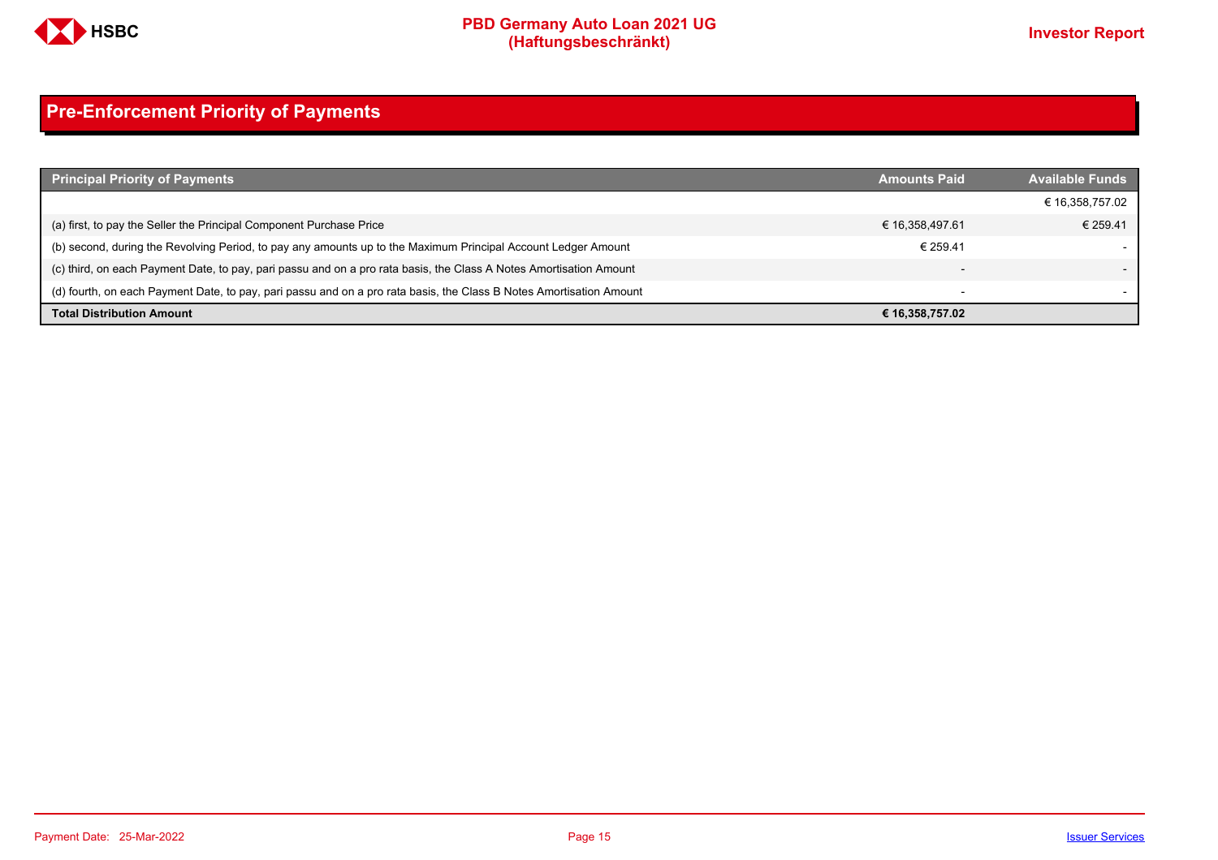# Pre-Enforcement Priority of Payments

| Principal Priority of Payments | Amounts Paid | Available Funds |
|---|---|---|
| | | € 16,358,757.02 |
| (a) first, to pay the Seller the Principal Component Purchase Price | € 16,358,497.61 | € 259.41 |
| (b) second, during the Revolving Period, to pay any amounts up to the Maximum Principal Account Ledger Amount | € 259.41 | - |
| (c) third, on each Payment Date, to pay, pari passu and on a pro rata basis, the Class A Notes Amortisation Amount | - | - |
| (d) fourth, on each Payment Date, to pay, pari passu and on a pro rata basis, the Class B Notes Amortisation Amount | - | - |
| **Total Distribution Amount** | **€ 16,358,757.02** | |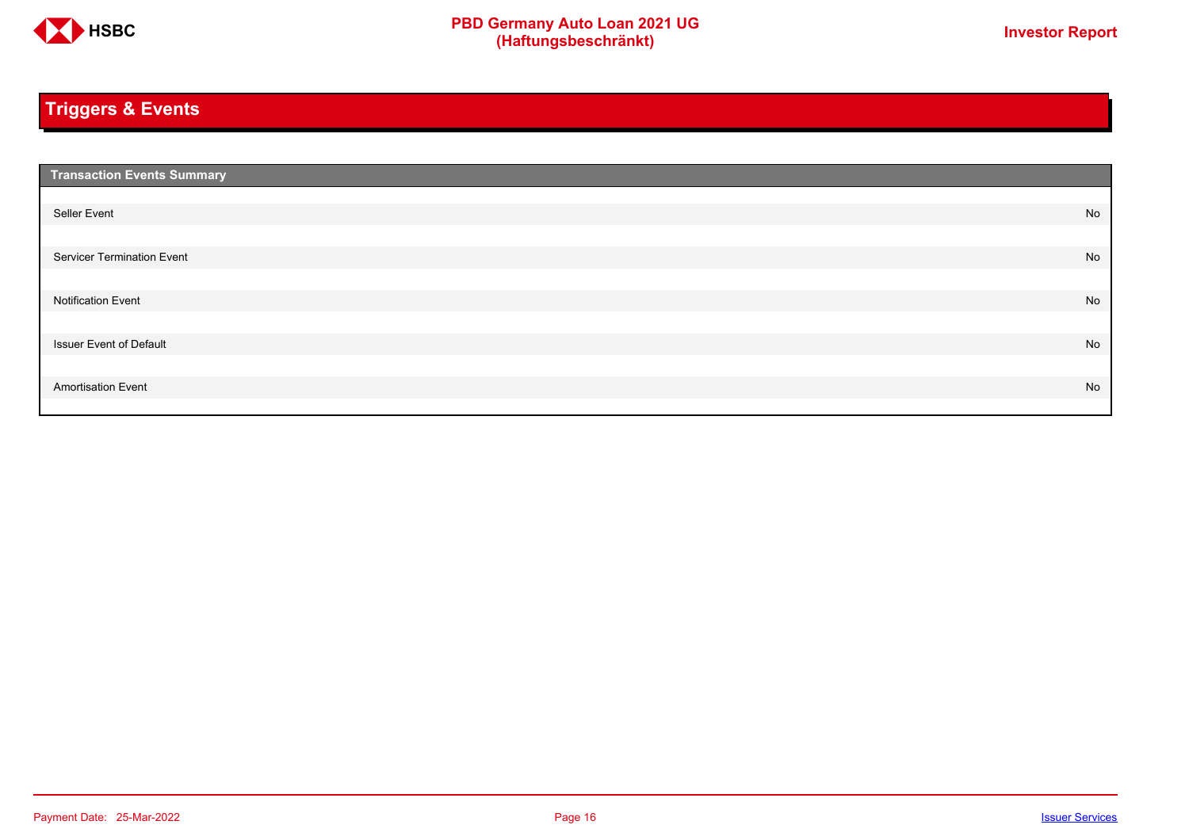# Triggers & Events

| Transaction Events Summary | |
|---|---|
| Seller Event | No |
| Servicer Termination Event | No |
| Notification Event | No |
| Issuer Event of Default | No |
| Amortisation Event | No |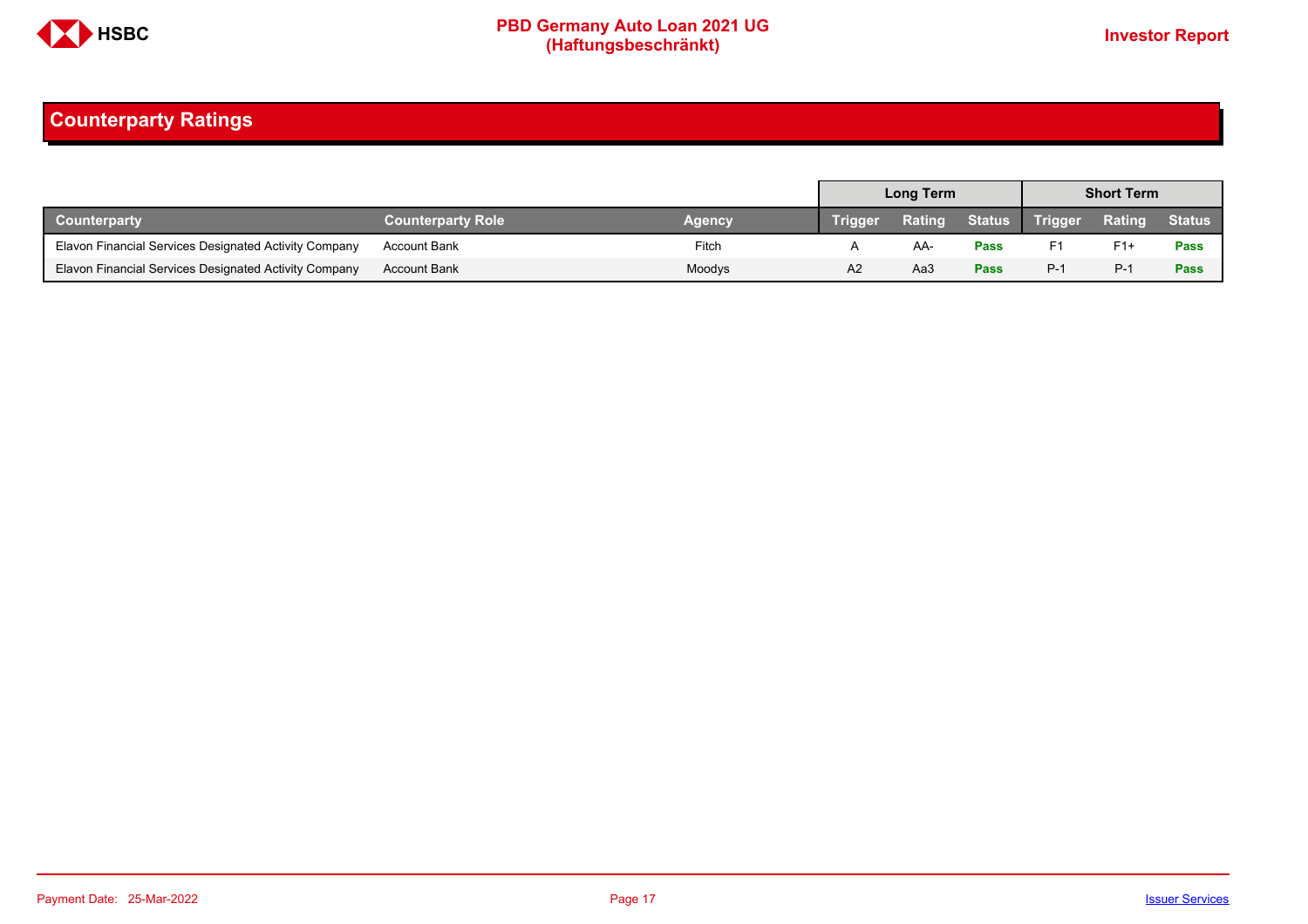## Counterparty Ratings

| Counterparty | Counterparty Role | Agency | Long Term | | | Short Term | | |
|---|---|---|---|---|---|---|---|---|
| | | | Trigger | Rating | Status | Trigger | Rating | Status |
| Elavon Financial Services Designated Activity Company | Account Bank | Fitch | A | AA- | **Pass** | F1 | F1+ | **Pass** |
| Elavon Financial Services Designated Activity Company | Account Bank | Moodys | A2 | Aa3 | **Pass** | P-1 | P-1 | **Pass** |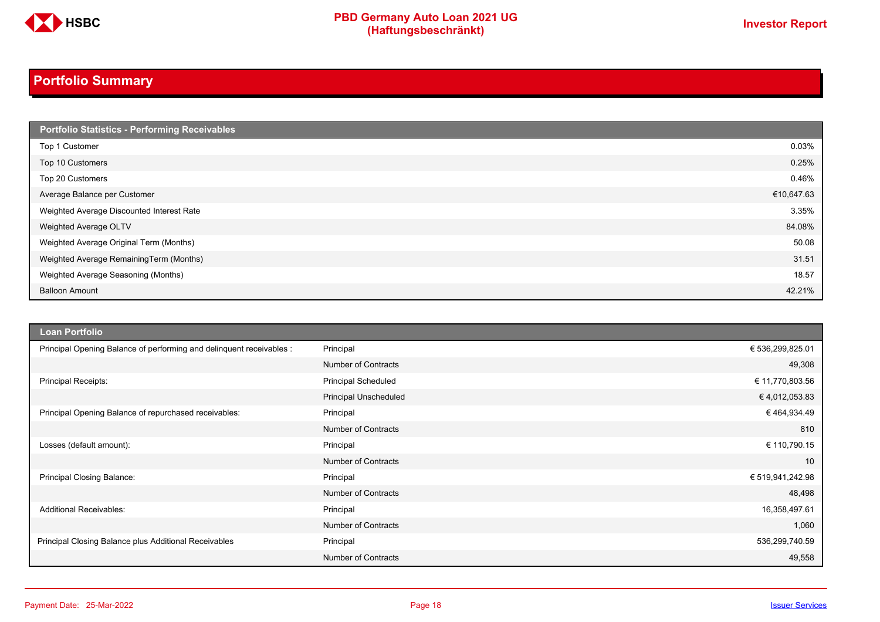## Portfolio Summary

| Portfolio Statistics - Performing Receivables | |
|---|---|
| Top 1 Customer | 0.03% |
| Top 10 Customers | 0.25% |
| Top 20 Customers | 0.46% |
| Average Balance per Customer | €10,647.63 |
| Weighted Average Discounted Interest Rate | 3.35% |
| Weighted Average OLTV | 84.08% |
| Weighted Average Original Term (Months) | 50.08 |
| Weighted Average RemainingTerm (Months) | 31.51 |
| Weighted Average Seasoning (Months) | 18.57 |
| Balloon Amount | 42.21% |

| Loan Portfolio | | |
|---|---|---|
| Principal Opening Balance of performing and delinquent receivables : | Principal | € 536,299,825.01 |
| | Number of Contracts | 49,308 |
| Principal Receipts: | Principal Scheduled | € 11,770,803.56 |
| | Principal Unscheduled | € 4,012,053.83 |
| Principal Opening Balance of repurchased receivables: | Principal | € 464,934.49 |
| | Number of Contracts | 810 |
| Losses (default amount): | Principal | € 110,790.15 |
| | Number of Contracts | 10 |
| Principal Closing Balance: | Principal | € 519,941,242.98 |
| | Number of Contracts | 48,498 |
| Additional Receivables: | Principal | 16,358,497.61 |
| | Number of Contracts | 1,060 |
| Principal Closing Balance plus Additional Receivables | Principal | 536,299,740.59 |
| | Number of Contracts | 49,558 |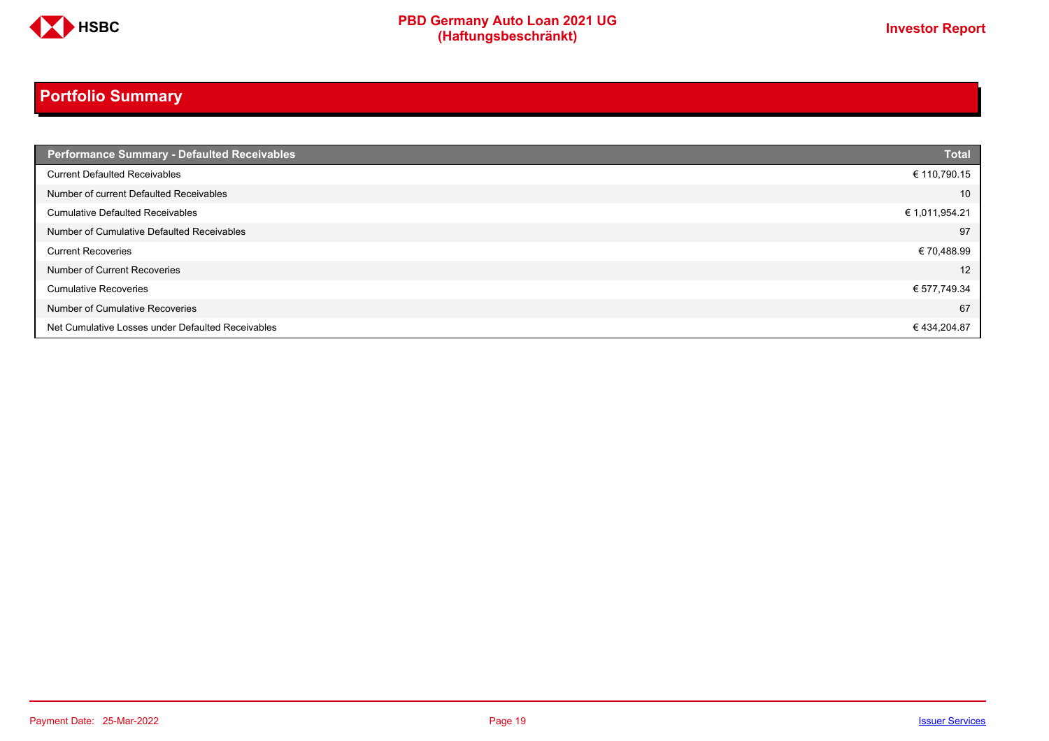# Portfolio Summary

| Performance Summary - Defaulted Receivables | Total |
|---|---|
| Current Defaulted Receivables | € 110,790.15 |
| Number of current Defaulted Receivables | 10 |
| Cumulative Defaulted Receivables | € 1,011,954.21 |
| Number of Cumulative Defaulted Receivables | 97 |
| Current Recoveries | € 70,488.99 |
| Number of Current Recoveries | 12 |
| Cumulative Recoveries | € 577,749.34 |
| Number of Cumulative Recoveries | 67 |
| Net Cumulative Losses under Defaulted Receivables | € 434,204.87 |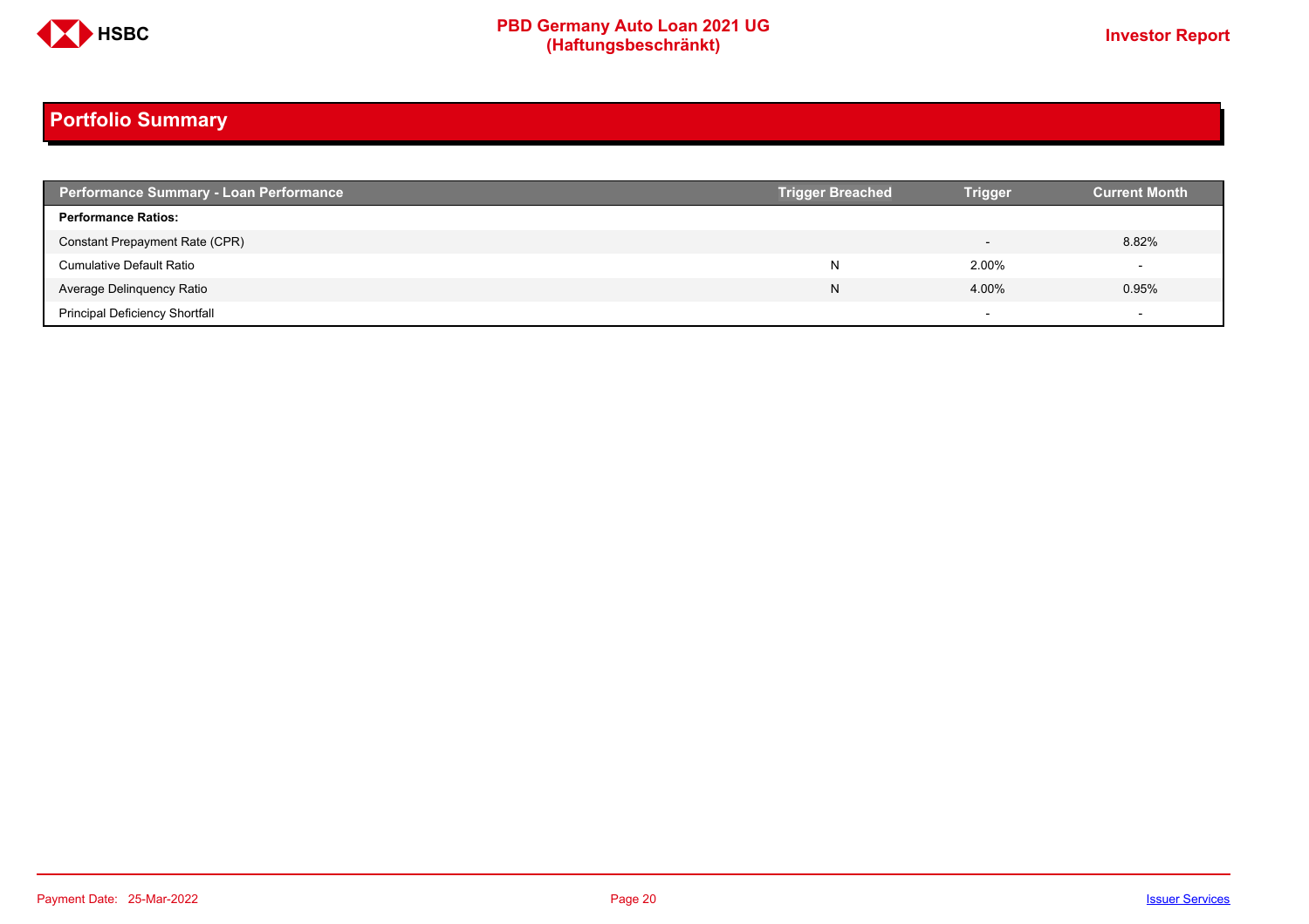## Portfolio Summary

| Performance Summary - Loan Performance | Trigger Breached | Trigger | Current Month |
|---|---|---|---|
| **Performance Ratios:** | | | |
| Constant Prepayment Rate (CPR) | | - | 8.82% |
| Cumulative Default Ratio | N | 2.00% | - |
| Average Delinquency Ratio | N | 4.00% | 0.95% |
| Principal Deficiency Shortfall | | - | - |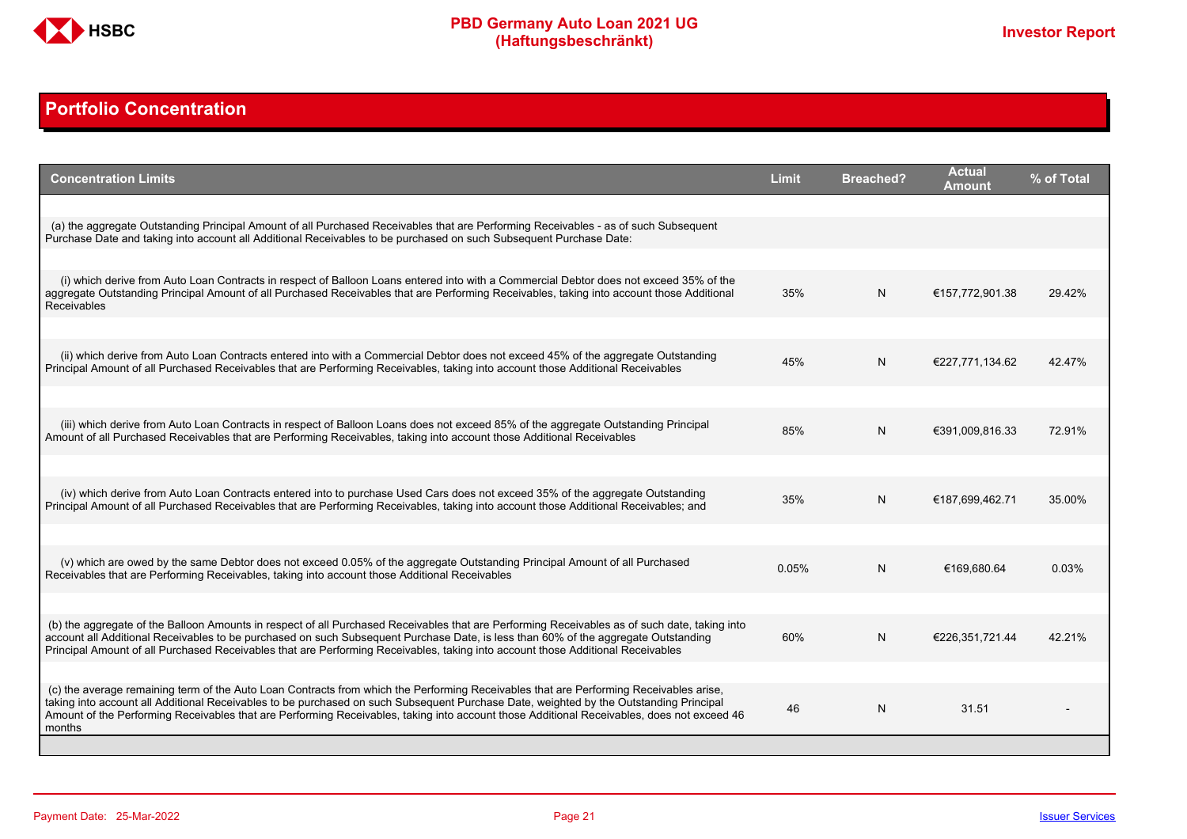## Portfolio Concentration

| Concentration Limits | Limit | Breached? | Actual Amount | % of Total |
|---|---|---|---|---|
| (a) the aggregate Outstanding Principal Amount of all Purchased Receivables that are Performing Receivables - as of such Subsequent Purchase Date and taking into account all Additional Receivables to be purchased on such Subsequent Purchase Date: | | | | |
| (i) which derive from Auto Loan Contracts in respect of Balloon Loans entered into with a Commercial Debtor does not exceed 35% of the aggregate Outstanding Principal Amount of all Purchased Receivables that are Performing Receivables, taking into account those Additional Receivables | 35% | N | €157,772,901.38 | 29.42% |
| (ii) which derive from Auto Loan Contracts entered into with a Commercial Debtor does not exceed 45% of the aggregate Outstanding Principal Amount of all Purchased Receivables that are Performing Receivables, taking into account those Additional Receivables | 45% | N | €227,771,134.62 | 42.47% |
| (iii) which derive from Auto Loan Contracts in respect of Balloon Loans does not exceed 85% of the aggregate Outstanding Principal Amount of all Purchased Receivables that are Performing Receivables, taking into account those Additional Receivables | 85% | N | €391,009,816.33 | 72.91% |
| (iv) which derive from Auto Loan Contracts entered into to purchase Used Cars does not exceed 35% of the aggregate Outstanding Principal Amount of all Purchased Receivables that are Performing Receivables, taking into account those Additional Receivables; and | 35% | N | €187,699,462.71 | 35.00% |
| (v) which are owed by the same Debtor does not exceed 0.05% of the aggregate Outstanding Principal Amount of all Purchased Receivables that are Performing Receivables, taking into account those Additional Receivables | 0.05% | N | €169,680.64 | 0.03% |
| (b) the aggregate of the Balloon Amounts in respect of all Purchased Receivables that are Performing Receivables as of such date, taking into account all Additional Receivables to be purchased on such Subsequent Purchase Date, is less than 60% of the aggregate Outstanding Principal Amount of all Purchased Receivables that are Performing Receivables, taking into account those Additional Receivables | 60% | N | €226,351,721.44 | 42.21% |
| (c) the average remaining term of the Auto Loan Contracts from which the Performing Receivables that are Performing Receivables arise, taking into account all Additional Receivables to be purchased on such Subsequent Purchase Date, weighted by the Outstanding Principal Amount of the Performing Receivables that are Performing Receivables, taking into account those Additional Receivables, does not exceed 46 months | 46 | N | 31.51 | - |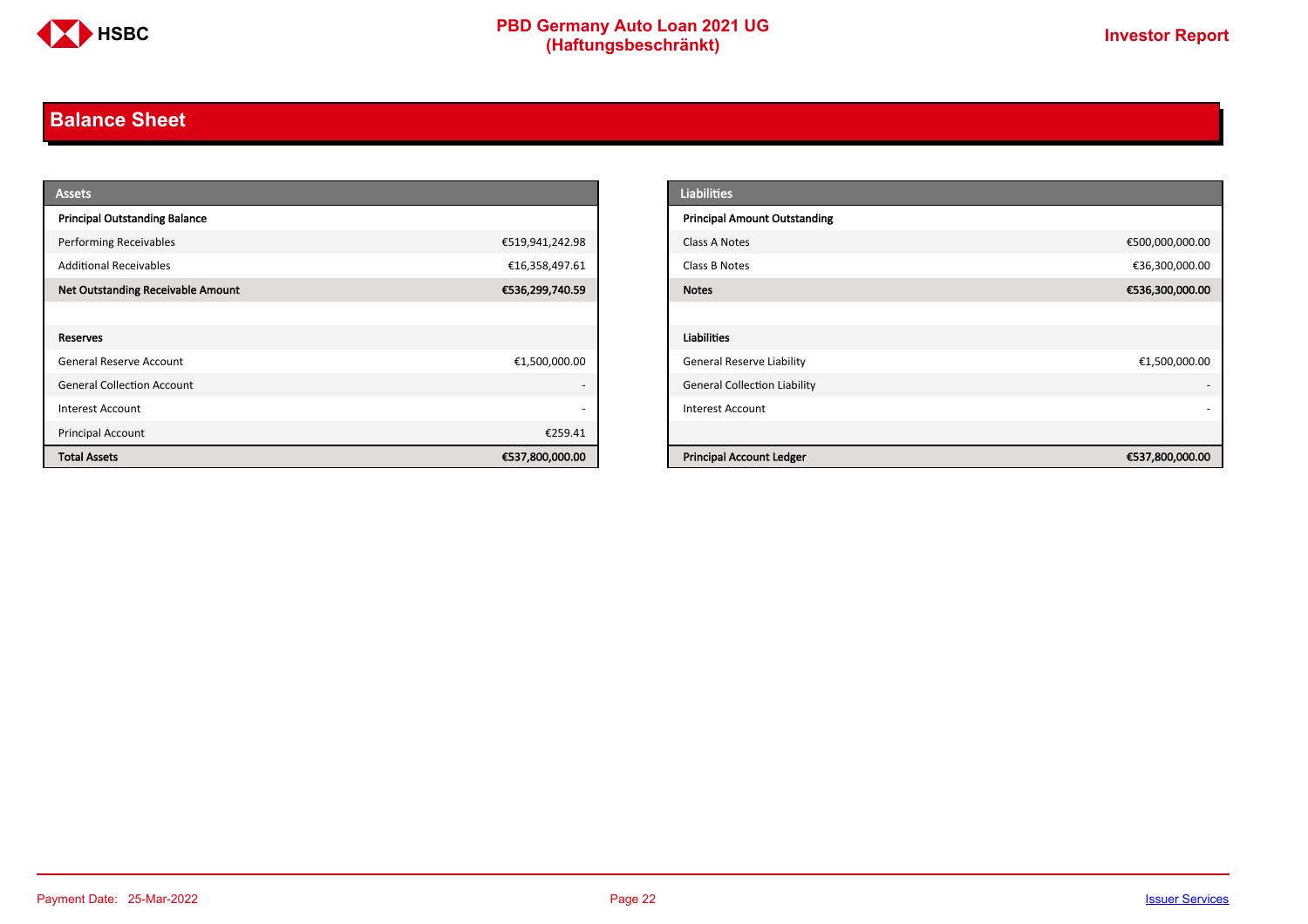## Balance Sheet

| Assets | |
|---|---|
| **Principal Outstanding Balance** | |
| Performing Receivables | €519,941,242.98 |
| Additional Receivables | €16,358,497.61 |
| **Net Outstanding Receivable Amount** | **€536,299,740.59** |
| | |
| **Reserves** | |
| General Reserve Account | €1,500,000.00 |
| General Collection Account | - |
| Interest Account | - |
| Principal Account | €259.41 |
| **Total Assets** | **€537,800,000.00** |

| Liabilities | |
|---|---|
| **Principal Amount Outstanding** | |
| Class A Notes | €500,000,000.00 |
| Class B Notes | €36,300,000.00 |
| **Notes** | **€536,300,000.00** |
| | |
| **Liabilities** | |
| General Reserve Liability | €1,500,000.00 |
| General Collection Liability | - |
| Interest Account | - |
| | |
| **Principal Account Ledger** | **€537,800,000.00** |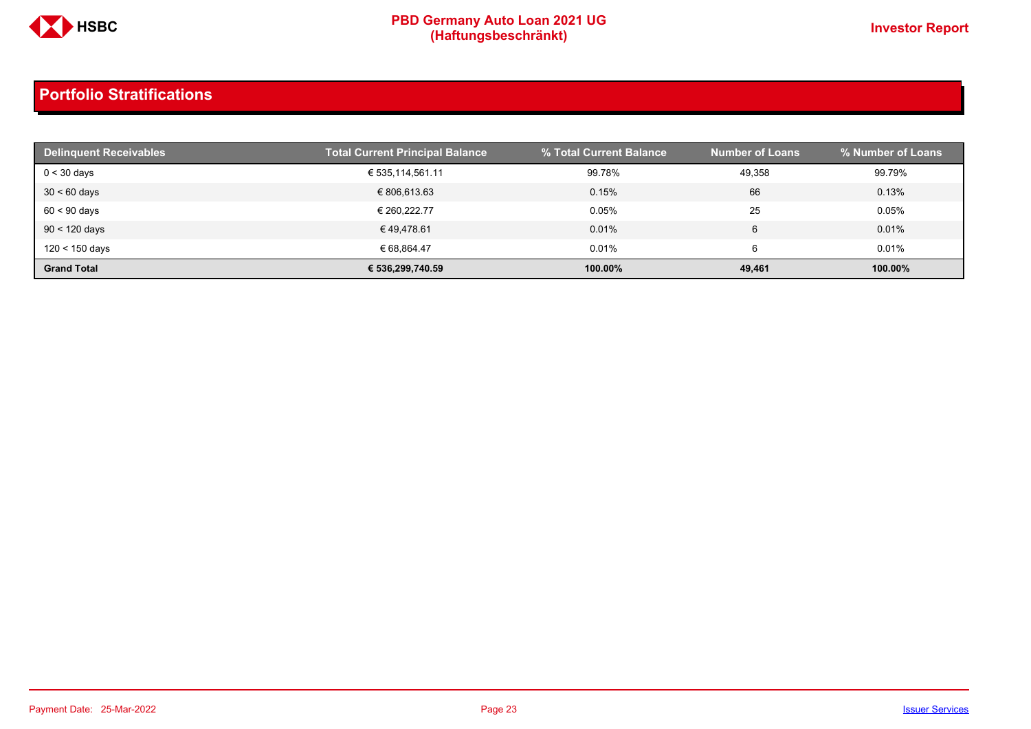## Portfolio Stratifications

| Delinquent Receivables | Total Current Principal Balance | % Total Current Balance | Number of Loans | % Number of Loans |
|---|---|---|---|---|
| 0 < 30 days | € 535,114,561.11 | 99.78% | 49,358 | 99.79% |
| 30 < 60 days | € 806,613.63 | 0.15% | 66 | 0.13% |
| 60 < 90 days | € 260,222.77 | 0.05% | 25 | 0.05% |
| 90 < 120 days | € 49,478.61 | 0.01% | 6 | 0.01% |
| 120 < 150 days | € 68,864.47 | 0.01% | 6 | 0.01% |
| **Grand Total** | **€ 536,299,740.59** | **100.00%** | **49,461** | **100.00%** |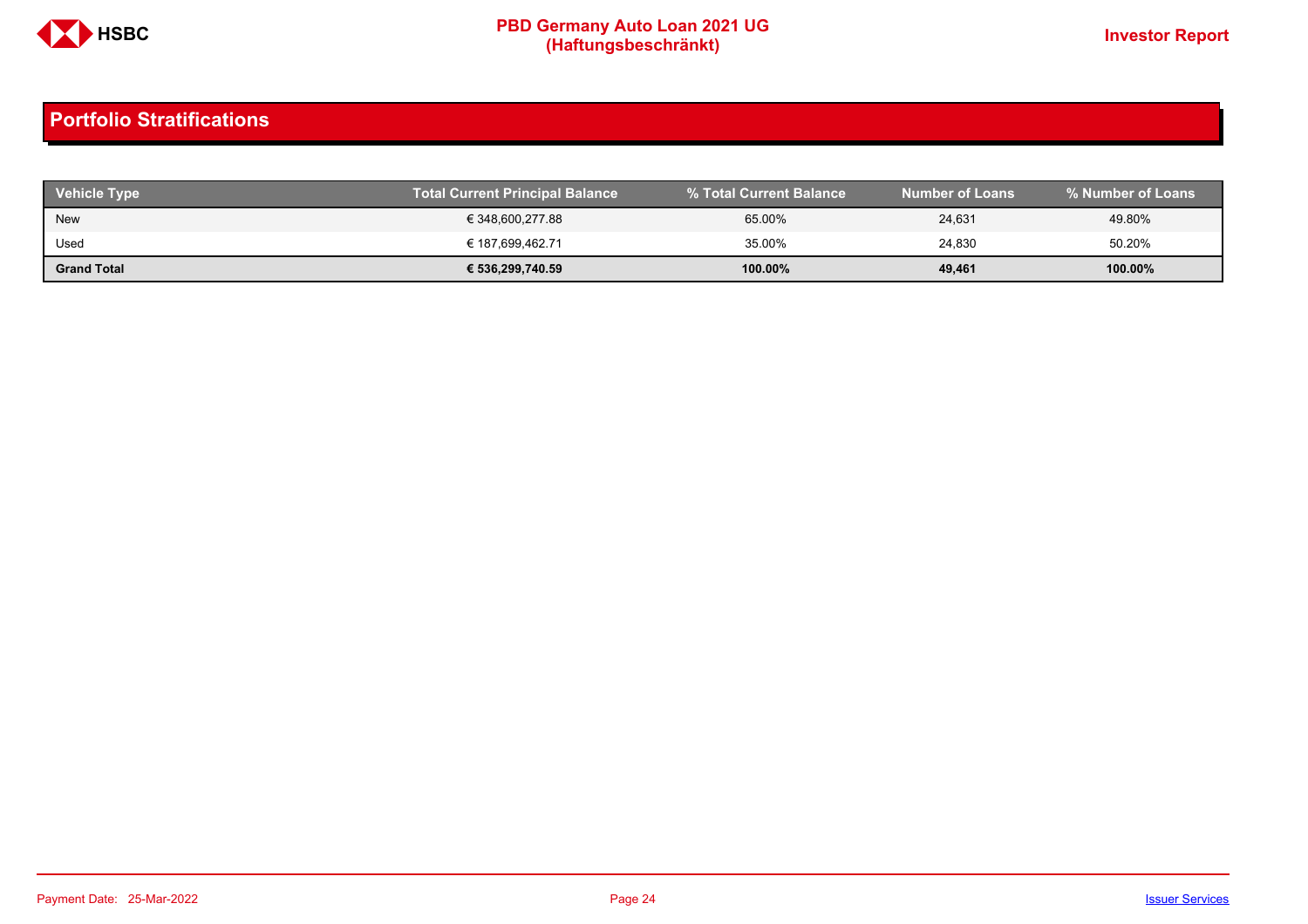## Portfolio Stratifications

| Vehicle Type | Total Current Principal Balance | % Total Current Balance | Number of Loans | % Number of Loans |
|---|---|---|---|---|
| New | € 348,600,277.88 | 65.00% | 24,631 | 49.80% |
| Used | € 187,699,462.71 | 35.00% | 24,830 | 50.20% |
| **Grand Total** | **€ 536,299,740.59** | **100.00%** | **49,461** | **100.00%** |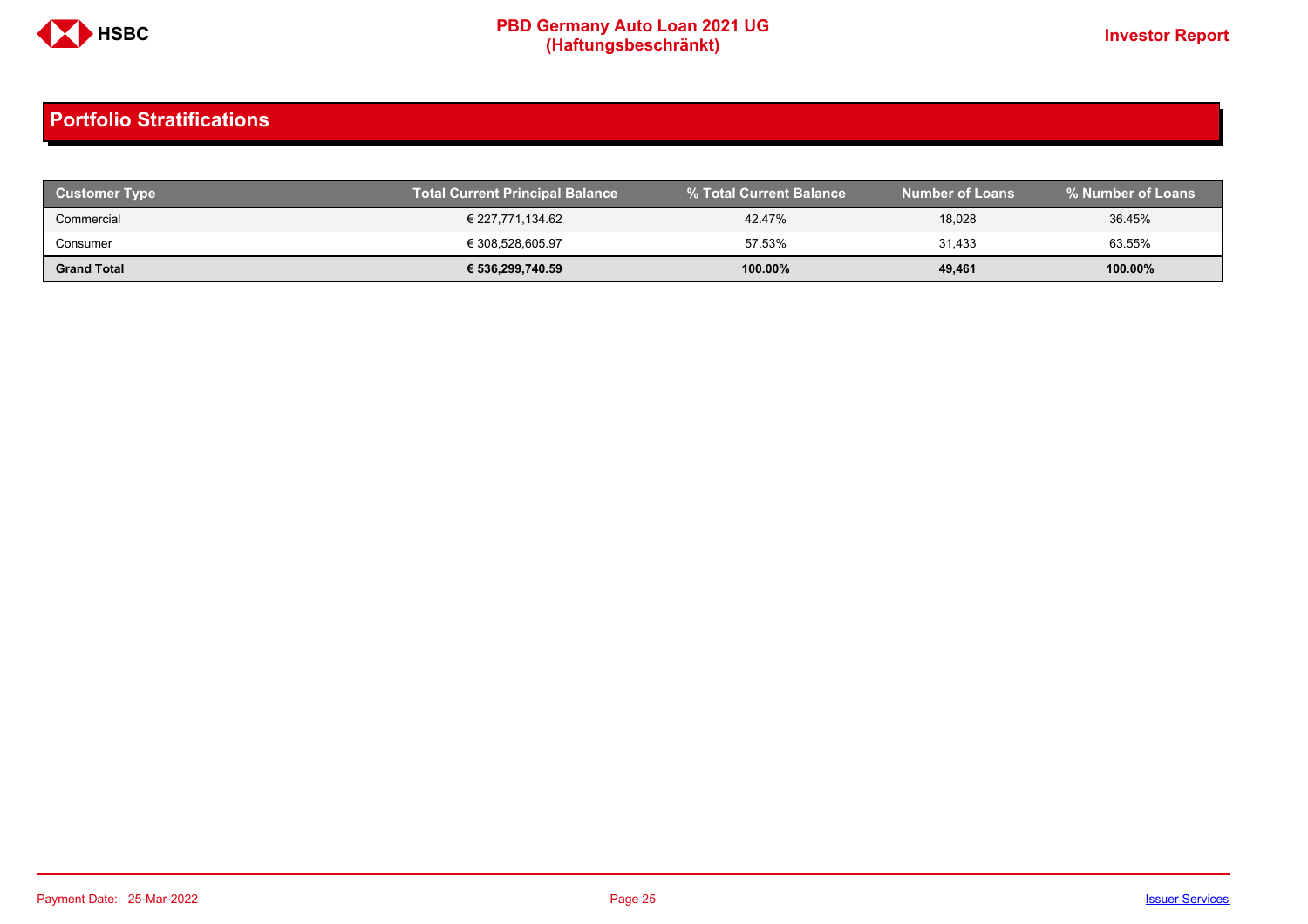## Portfolio Stratifications

| Customer Type | Total Current Principal Balance | % Total Current Balance | Number of Loans | % Number of Loans |
|---|---|---|---|---|
| Commercial | € 227,771,134.62 | 42.47% | 18,028 | 36.45% |
| Consumer | € 308,528,605.97 | 57.53% | 31,433 | 63.55% |
| **Grand Total** | **€ 536,299,740.59** | **100.00%** | **49,461** | **100.00%** |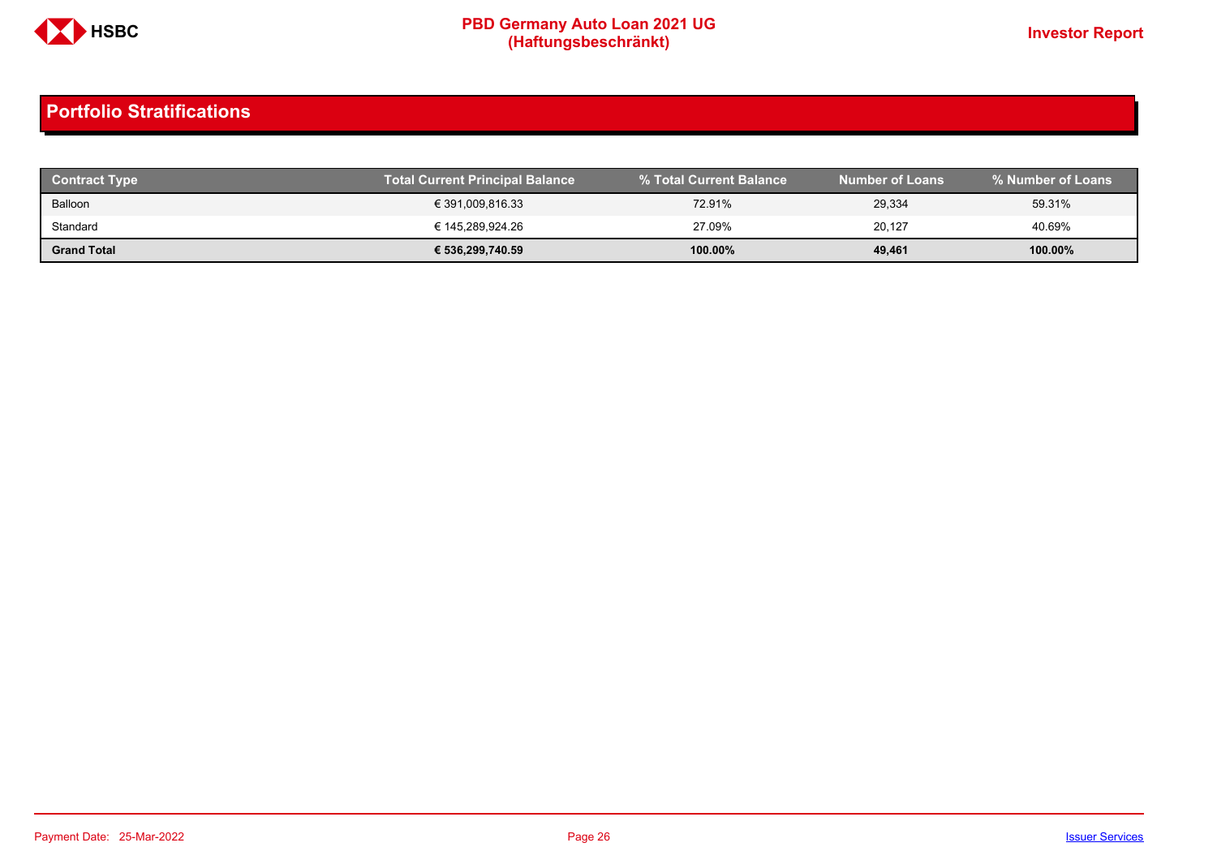## Portfolio Stratifications

| Contract Type | Total Current Principal Balance | % Total Current Balance | Number of Loans | % Number of Loans |
|---|---|---|---|---|
| Balloon | € 391,009,816.33 | 72.91% | 29,334 | 59.31% |
| Standard | € 145,289,924.26 | 27.09% | 20,127 | 40.69% |
| **Grand Total** | **€ 536,299,740.59** | **100.00%** | **49,461** | **100.00%** |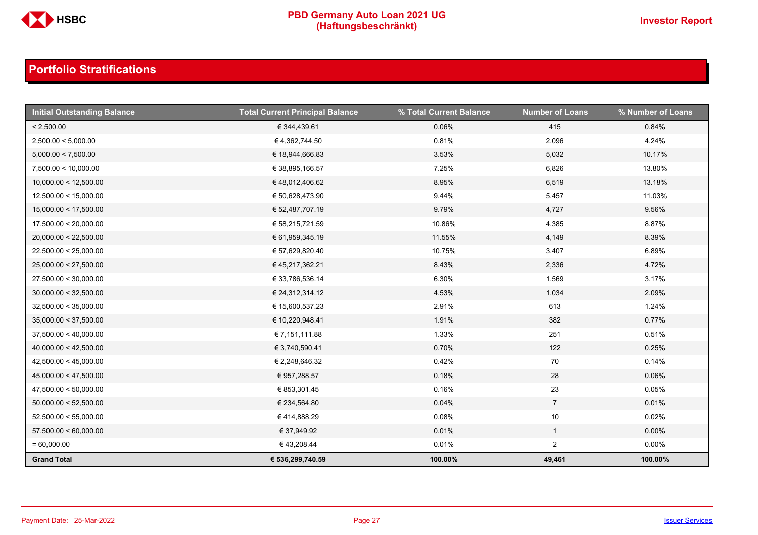## Portfolio Stratifications

| Initial Outstanding Balance | Total Current Principal Balance | % Total Current Balance | Number of Loans | % Number of Loans |
|---|---|---|---|---|
| < 2,500.00 | € 344,439.61 | 0.06% | 415 | 0.84% |
| 2,500.00 < 5,000.00 | € 4,362,744.50 | 0.81% | 2,096 | 4.24% |
| 5,000.00 < 7,500.00 | € 18,944,666.83 | 3.53% | 5,032 | 10.17% |
| 7,500.00 < 10,000.00 | € 38,895,166.57 | 7.25% | 6,826 | 13.80% |
| 10,000.00 < 12,500.00 | € 48,012,406.62 | 8.95% | 6,519 | 13.18% |
| 12,500.00 < 15,000.00 | € 50,628,473.90 | 9.44% | 5,457 | 11.03% |
| 15,000.00 < 17,500.00 | € 52,487,707.19 | 9.79% | 4,727 | 9.56% |
| 17,500.00 < 20,000.00 | € 58,215,721.59 | 10.86% | 4,385 | 8.87% |
| 20,000.00 < 22,500.00 | € 61,959,345.19 | 11.55% | 4,149 | 8.39% |
| 22,500.00 < 25,000.00 | € 57,629,820.40 | 10.75% | 3,407 | 6.89% |
| 25,000.00 < 27,500.00 | € 45,217,362.21 | 8.43% | 2,336 | 4.72% |
| 27,500.00 < 30,000.00 | € 33,786,536.14 | 6.30% | 1,569 | 3.17% |
| 30,000.00 < 32,500.00 | € 24,312,314.12 | 4.53% | 1,034 | 2.09% |
| 32,500.00 < 35,000.00 | € 15,600,537.23 | 2.91% | 613 | 1.24% |
| 35,000.00 < 37,500.00 | € 10,220,948.41 | 1.91% | 382 | 0.77% |
| 37,500.00 < 40,000.00 | € 7,151,111.88 | 1.33% | 251 | 0.51% |
| 40,000.00 < 42,500.00 | € 3,740,590.41 | 0.70% | 122 | 0.25% |
| 42,500.00 < 45,000.00 | € 2,248,646.32 | 0.42% | 70 | 0.14% |
| 45,000.00 < 47,500.00 | € 957,288.57 | 0.18% | 28 | 0.06% |
| 47,500.00 < 50,000.00 | € 853,301.45 | 0.16% | 23 | 0.05% |
| 50,000.00 < 52,500.00 | € 234,564.80 | 0.04% | 7 | 0.01% |
| 52,500.00 < 55,000.00 | € 414,888.29 | 0.08% | 10 | 0.02% |
| 57,500.00 < 60,000.00 | € 37,949.92 | 0.01% | 1 | 0.00% |
| = 60,000.00 | € 43,208.44 | 0.01% | 2 | 0.00% |
| **Grand Total** | **€ 536,299,740.59** | **100.00%** | **49,461** | **100.00%** |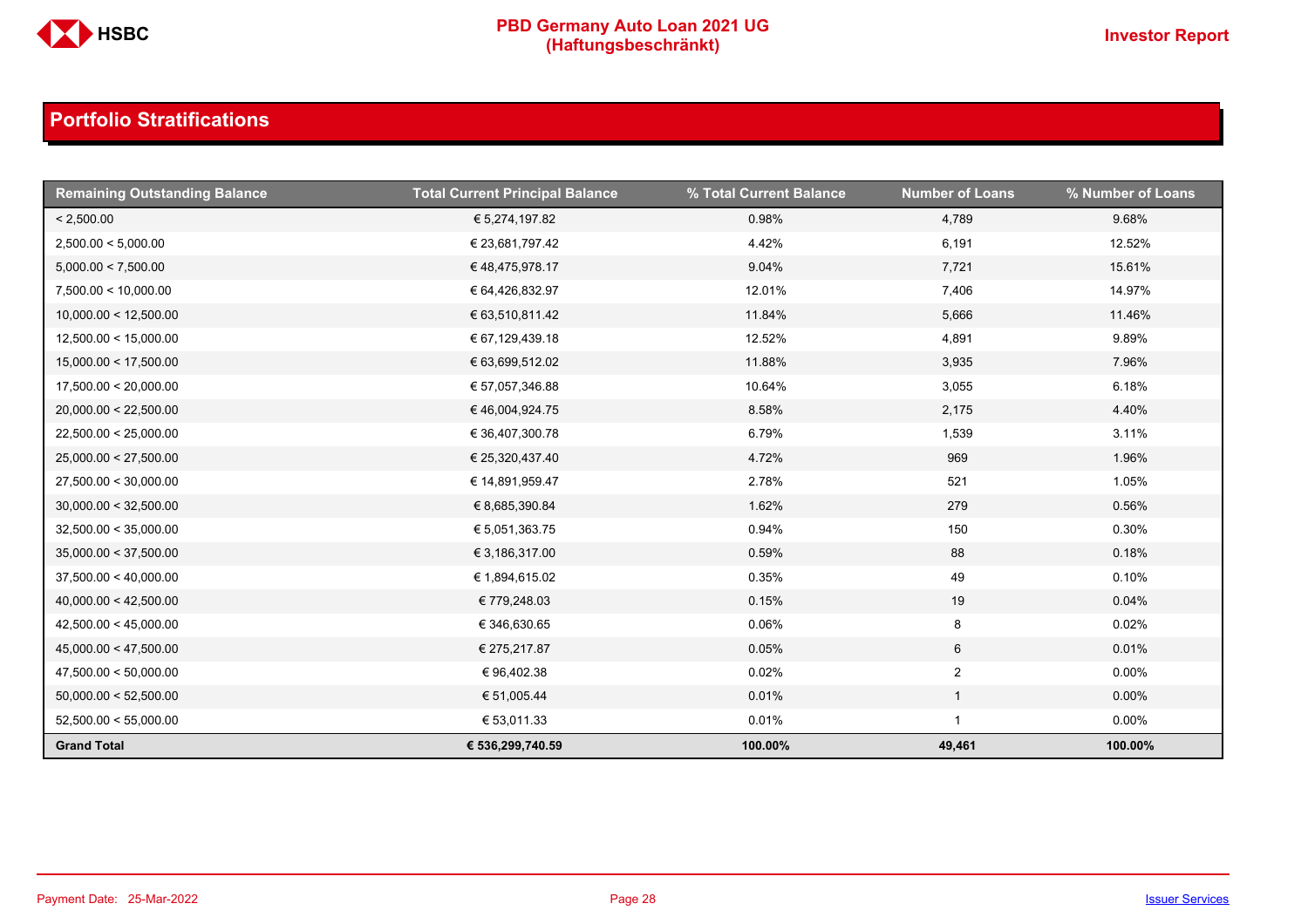## Portfolio Stratifications

| Remaining Outstanding Balance | Total Current Principal Balance | % Total Current Balance | Number of Loans | % Number of Loans |
|---|---|---|---|---|
| < 2,500.00 | € 5,274,197.82 | 0.98% | 4,789 | 9.68% |
| 2,500.00 < 5,000.00 | € 23,681,797.42 | 4.42% | 6,191 | 12.52% |
| 5,000.00 < 7,500.00 | € 48,475,978.17 | 9.04% | 7,721 | 15.61% |
| 7,500.00 < 10,000.00 | € 64,426,832.97 | 12.01% | 7,406 | 14.97% |
| 10,000.00 < 12,500.00 | € 63,510,811.42 | 11.84% | 5,666 | 11.46% |
| 12,500.00 < 15,000.00 | € 67,129,439.18 | 12.52% | 4,891 | 9.89% |
| 15,000.00 < 17,500.00 | € 63,699,512.02 | 11.88% | 3,935 | 7.96% |
| 17,500.00 < 20,000.00 | € 57,057,346.88 | 10.64% | 3,055 | 6.18% |
| 20,000.00 < 22,500.00 | € 46,004,924.75 | 8.58% | 2,175 | 4.40% |
| 22,500.00 < 25,000.00 | € 36,407,300.78 | 6.79% | 1,539 | 3.11% |
| 25,000.00 < 27,500.00 | € 25,320,437.40 | 4.72% | 969 | 1.96% |
| 27,500.00 < 30,000.00 | € 14,891,959.47 | 2.78% | 521 | 1.05% |
| 30,000.00 < 32,500.00 | € 8,685,390.84 | 1.62% | 279 | 0.56% |
| 32,500.00 < 35,000.00 | € 5,051,363.75 | 0.94% | 150 | 0.30% |
| 35,000.00 < 37,500.00 | € 3,186,317.00 | 0.59% | 88 | 0.18% |
| 37,500.00 < 40,000.00 | € 1,894,615.02 | 0.35% | 49 | 0.10% |
| 40,000.00 < 42,500.00 | € 779,248.03 | 0.15% | 19 | 0.04% |
| 42,500.00 < 45,000.00 | € 346,630.65 | 0.06% | 8 | 0.02% |
| 45,000.00 < 47,500.00 | € 275,217.87 | 0.05% | 6 | 0.01% |
| 47,500.00 < 50,000.00 | € 96,402.38 | 0.02% | 2 | 0.00% |
| 50,000.00 < 52,500.00 | € 51,005.44 | 0.01% | 1 | 0.00% |
| 52,500.00 < 55,000.00 | € 53,011.33 | 0.01% | 1 | 0.00% |
| **Grand Total** | **€ 536,299,740.59** | **100.00%** | **49,461** | **100.00%** |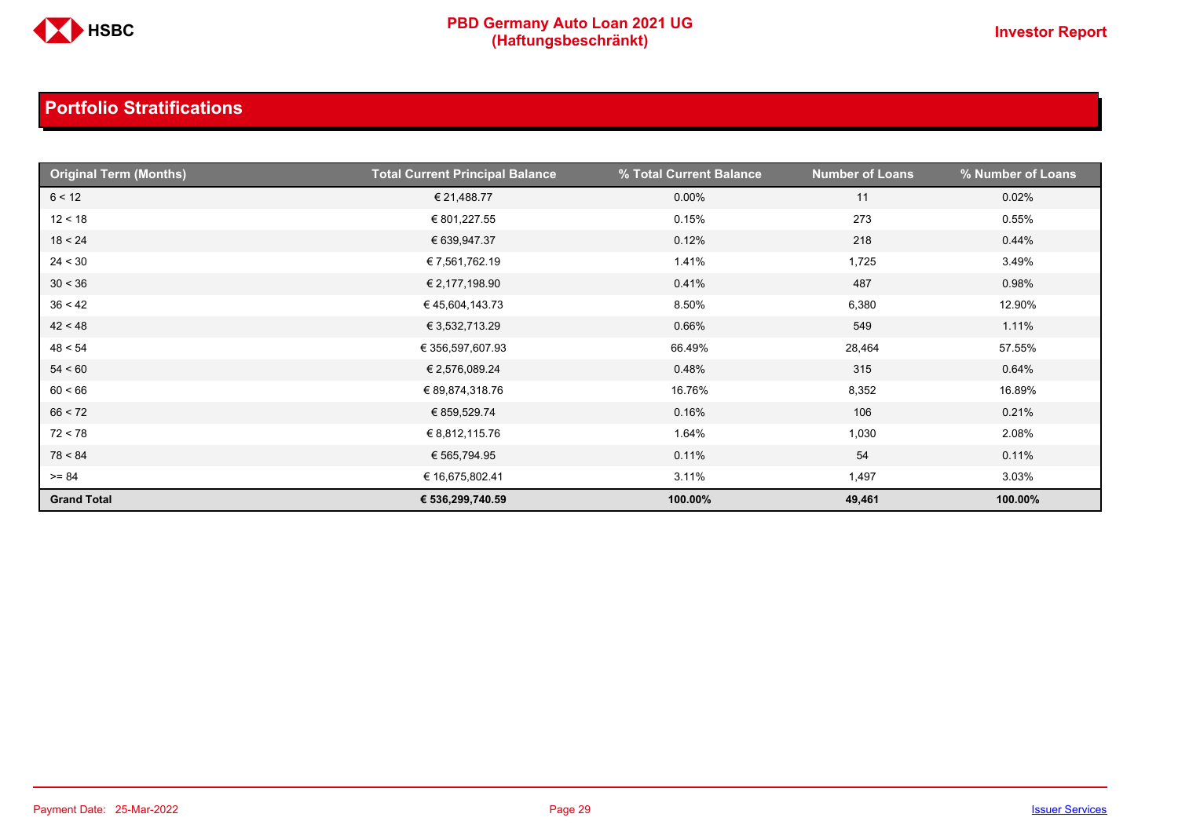## Portfolio Stratifications

| Original Term (Months) | Total Current Principal Balance | % Total Current Balance | Number of Loans | % Number of Loans |
|---|---|---|---|---|
| 6 < 12 | € 21,488.77 | 0.00% | 11 | 0.02% |
| 12 < 18 | € 801,227.55 | 0.15% | 273 | 0.55% |
| 18 < 24 | € 639,947.37 | 0.12% | 218 | 0.44% |
| 24 < 30 | € 7,561,762.19 | 1.41% | 1,725 | 3.49% |
| 30 < 36 | € 2,177,198.90 | 0.41% | 487 | 0.98% |
| 36 < 42 | € 45,604,143.73 | 8.50% | 6,380 | 12.90% |
| 42 < 48 | € 3,532,713.29 | 0.66% | 549 | 1.11% |
| 48 < 54 | € 356,597,607.93 | 66.49% | 28,464 | 57.55% |
| 54 < 60 | € 2,576,089.24 | 0.48% | 315 | 0.64% |
| 60 < 66 | € 89,874,318.76 | 16.76% | 8,352 | 16.89% |
| 66 < 72 | € 859,529.74 | 0.16% | 106 | 0.21% |
| 72 < 78 | € 8,812,115.76 | 1.64% | 1,030 | 2.08% |
| 78 < 84 | € 565,794.95 | 0.11% | 54 | 0.11% |
| >= 84 | € 16,675,802.41 | 3.11% | 1,497 | 3.03% |
| **Grand Total** | **€ 536,299,740.59** | **100.00%** | **49,461** | **100.00%** |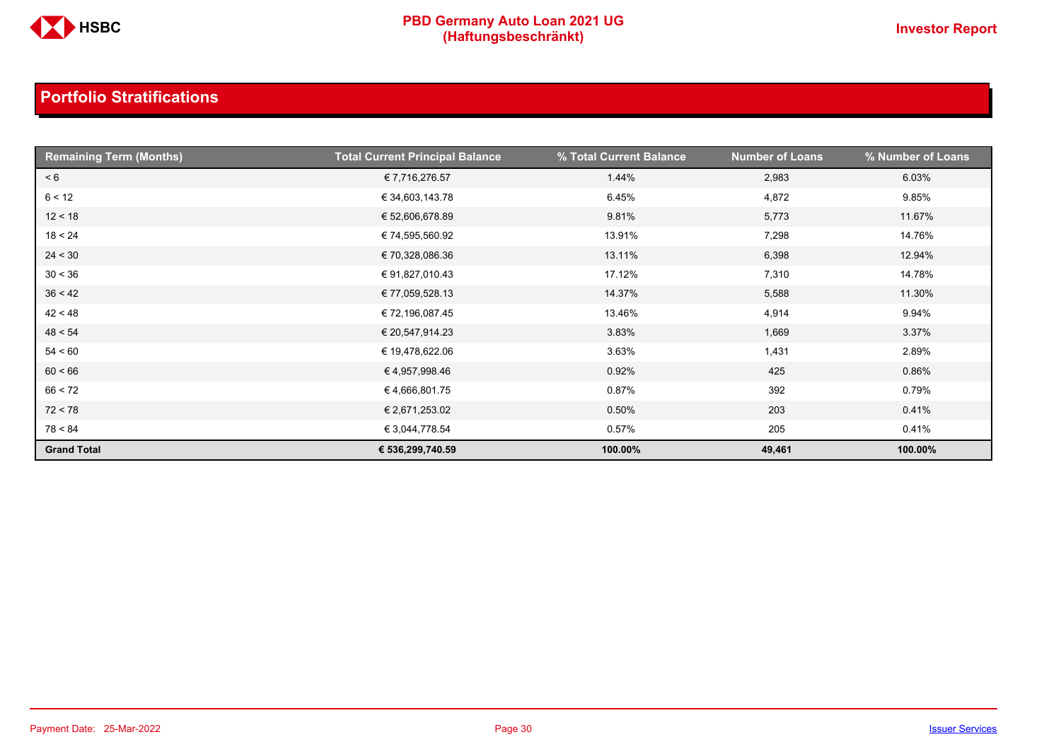## Portfolio Stratifications

| Remaining Term (Months) | Total Current Principal Balance | % Total Current Balance | Number of Loans | % Number of Loans |
|---|---|---|---|---|
| < 6 | € 7,716,276.57 | 1.44% | 2,983 | 6.03% |
| 6 < 12 | € 34,603,143.78 | 6.45% | 4,872 | 9.85% |
| 12 < 18 | € 52,606,678.89 | 9.81% | 5,773 | 11.67% |
| 18 < 24 | € 74,595,560.92 | 13.91% | 7,298 | 14.76% |
| 24 < 30 | € 70,328,086.36 | 13.11% | 6,398 | 12.94% |
| 30 < 36 | € 91,827,010.43 | 17.12% | 7,310 | 14.78% |
| 36 < 42 | € 77,059,528.13 | 14.37% | 5,588 | 11.30% |
| 42 < 48 | € 72,196,087.45 | 13.46% | 4,914 | 9.94% |
| 48 < 54 | € 20,547,914.23 | 3.83% | 1,669 | 3.37% |
| 54 < 60 | € 19,478,622.06 | 3.63% | 1,431 | 2.89% |
| 60 < 66 | € 4,957,998.46 | 0.92% | 425 | 0.86% |
| 66 < 72 | € 4,666,801.75 | 0.87% | 392 | 0.79% |
| 72 < 78 | € 2,671,253.02 | 0.50% | 203 | 0.41% |
| 78 < 84 | € 3,044,778.54 | 0.57% | 205 | 0.41% |
| **Grand Total** | **€ 536,299,740.59** | **100.00%** | **49,461** | **100.00%** |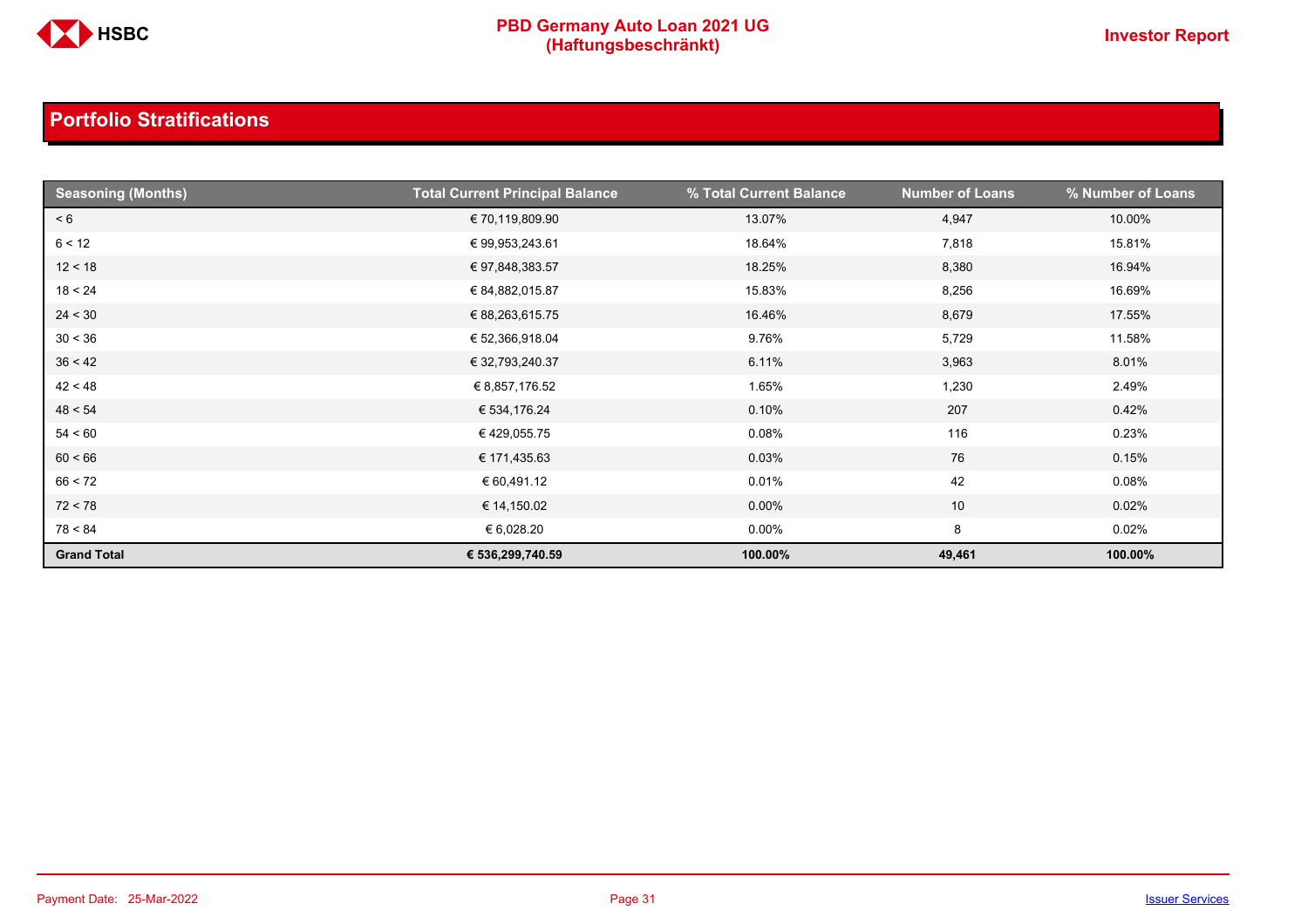## Portfolio Stratifications

| Seasoning (Months) | Total Current Principal Balance | % Total Current Balance | Number of Loans | % Number of Loans |
|---|---|---|---|---|
| < 6 | € 70,119,809.90 | 13.07% | 4,947 | 10.00% |
| 6 < 12 | € 99,953,243.61 | 18.64% | 7,818 | 15.81% |
| 12 < 18 | € 97,848,383.57 | 18.25% | 8,380 | 16.94% |
| 18 < 24 | € 84,882,015.87 | 15.83% | 8,256 | 16.69% |
| 24 < 30 | € 88,263,615.75 | 16.46% | 8,679 | 17.55% |
| 30 < 36 | € 52,366,918.04 | 9.76% | 5,729 | 11.58% |
| 36 < 42 | € 32,793,240.37 | 6.11% | 3,963 | 8.01% |
| 42 < 48 | € 8,857,176.52 | 1.65% | 1,230 | 2.49% |
| 48 < 54 | € 534,176.24 | 0.10% | 207 | 0.42% |
| 54 < 60 | € 429,055.75 | 0.08% | 116 | 0.23% |
| 60 < 66 | € 171,435.63 | 0.03% | 76 | 0.15% |
| 66 < 72 | € 60,491.12 | 0.01% | 42 | 0.08% |
| 72 < 78 | € 14,150.02 | 0.00% | 10 | 0.02% |
| 78 < 84 | € 6,028.20 | 0.00% | 8 | 0.02% |
| **Grand Total** | **€ 536,299,740.59** | **100.00%** | **49,461** | **100.00%** |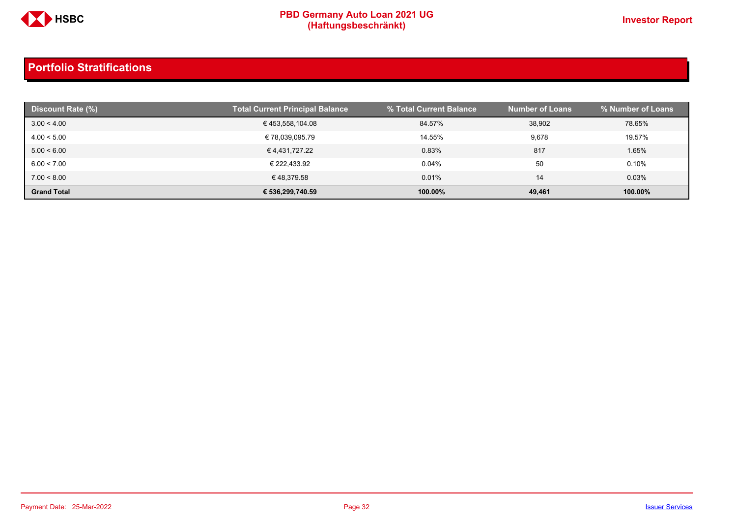## Portfolio Stratifications

| Discount Rate (%) | Total Current Principal Balance | % Total Current Balance | Number of Loans | % Number of Loans |
|---|---|---|---|---|
| 3.00 < 4.00 | € 453,558,104.08 | 84.57% | 38,902 | 78.65% |
| 4.00 < 5.00 | € 78,039,095.79 | 14.55% | 9,678 | 19.57% |
| 5.00 < 6.00 | € 4,431,727.22 | 0.83% | 817 | 1.65% |
| 6.00 < 7.00 | € 222,433.92 | 0.04% | 50 | 0.10% |
| 7.00 < 8.00 | € 48,379.58 | 0.01% | 14 | 0.03% |
| **Grand Total** | **€ 536,299,740.59** | **100.00%** | **49,461** | **100.00%** |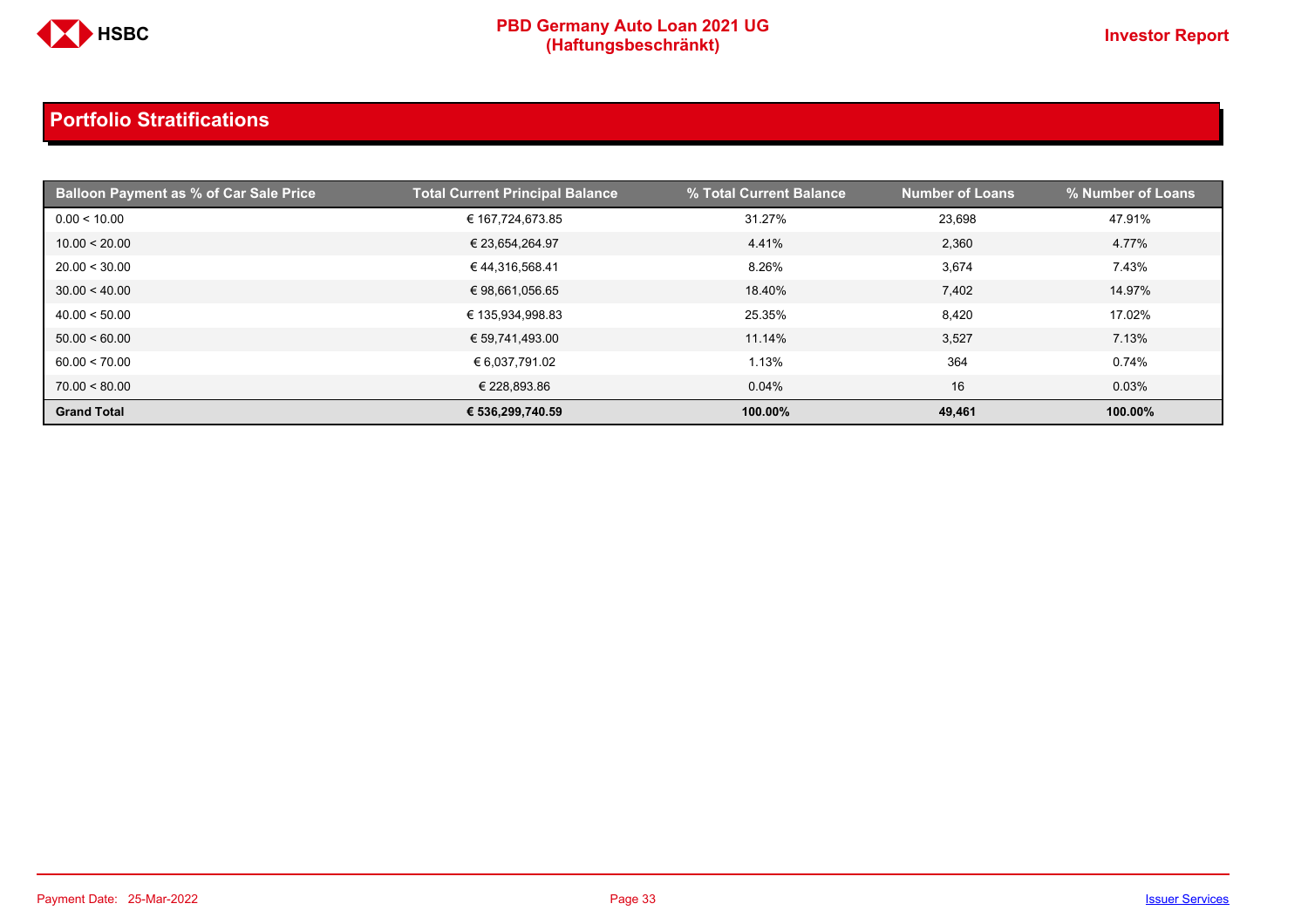## Portfolio Stratifications

| Balloon Payment as % of Car Sale Price | Total Current Principal Balance | % Total Current Balance | Number of Loans | % Number of Loans |
|---|---|---|---|---|
| 0.00 < 10.00 | € 167,724,673.85 | 31.27% | 23,698 | 47.91% |
| 10.00 < 20.00 | € 23,654,264.97 | 4.41% | 2,360 | 4.77% |
| 20.00 < 30.00 | € 44,316,568.41 | 8.26% | 3,674 | 7.43% |
| 30.00 < 40.00 | € 98,661,056.65 | 18.40% | 7,402 | 14.97% |
| 40.00 < 50.00 | € 135,934,998.83 | 25.35% | 8,420 | 17.02% |
| 50.00 < 60.00 | € 59,741,493.00 | 11.14% | 3,527 | 7.13% |
| 60.00 < 70.00 | € 6,037,791.02 | 1.13% | 364 | 0.74% |
| 70.00 < 80.00 | € 228,893.86 | 0.04% | 16 | 0.03% |
| **Grand Total** | **€ 536,299,740.59** | **100.00%** | **49,461** | **100.00%** |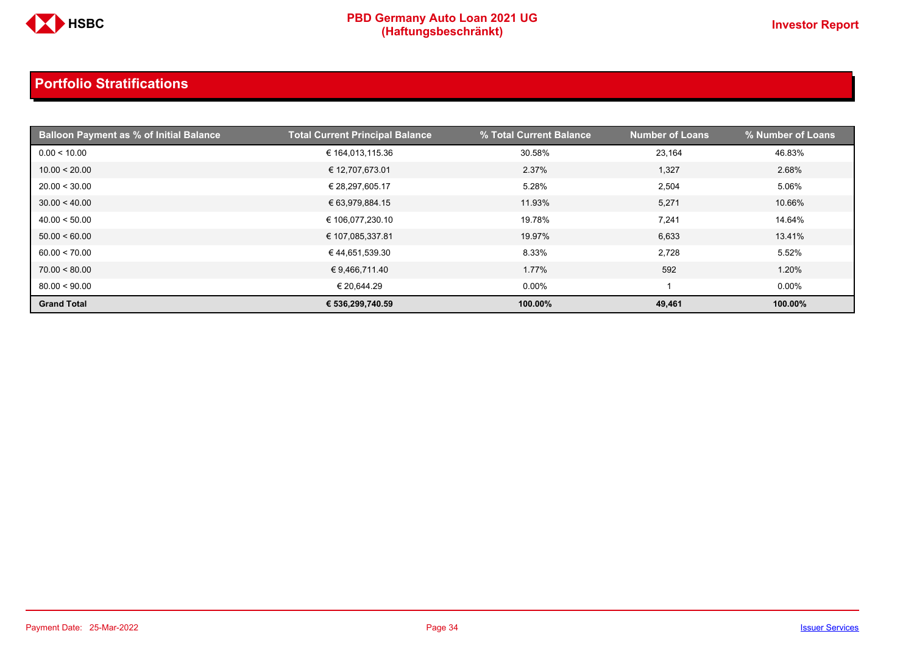## Portfolio Stratifications

| Balloon Payment as % of Initial Balance | Total Current Principal Balance | % Total Current Balance | Number of Loans | % Number of Loans |
|---|---|---|---|---|
| 0.00 < 10.00 | € 164,013,115.36 | 30.58% | 23,164 | 46.83% |
| 10.00 < 20.00 | € 12,707,673.01 | 2.37% | 1,327 | 2.68% |
| 20.00 < 30.00 | € 28,297,605.17 | 5.28% | 2,504 | 5.06% |
| 30.00 < 40.00 | € 63,979,884.15 | 11.93% | 5,271 | 10.66% |
| 40.00 < 50.00 | € 106,077,230.10 | 19.78% | 7,241 | 14.64% |
| 50.00 < 60.00 | € 107,085,337.81 | 19.97% | 6,633 | 13.41% |
| 60.00 < 70.00 | € 44,651,539.30 | 8.33% | 2,728 | 5.52% |
| 70.00 < 80.00 | € 9,466,711.40 | 1.77% | 592 | 1.20% |
| 80.00 < 90.00 | € 20,644.29 | 0.00% | 1 | 0.00% |
| **Grand Total** | **€ 536,299,740.59** | **100.00%** | **49,461** | **100.00%** |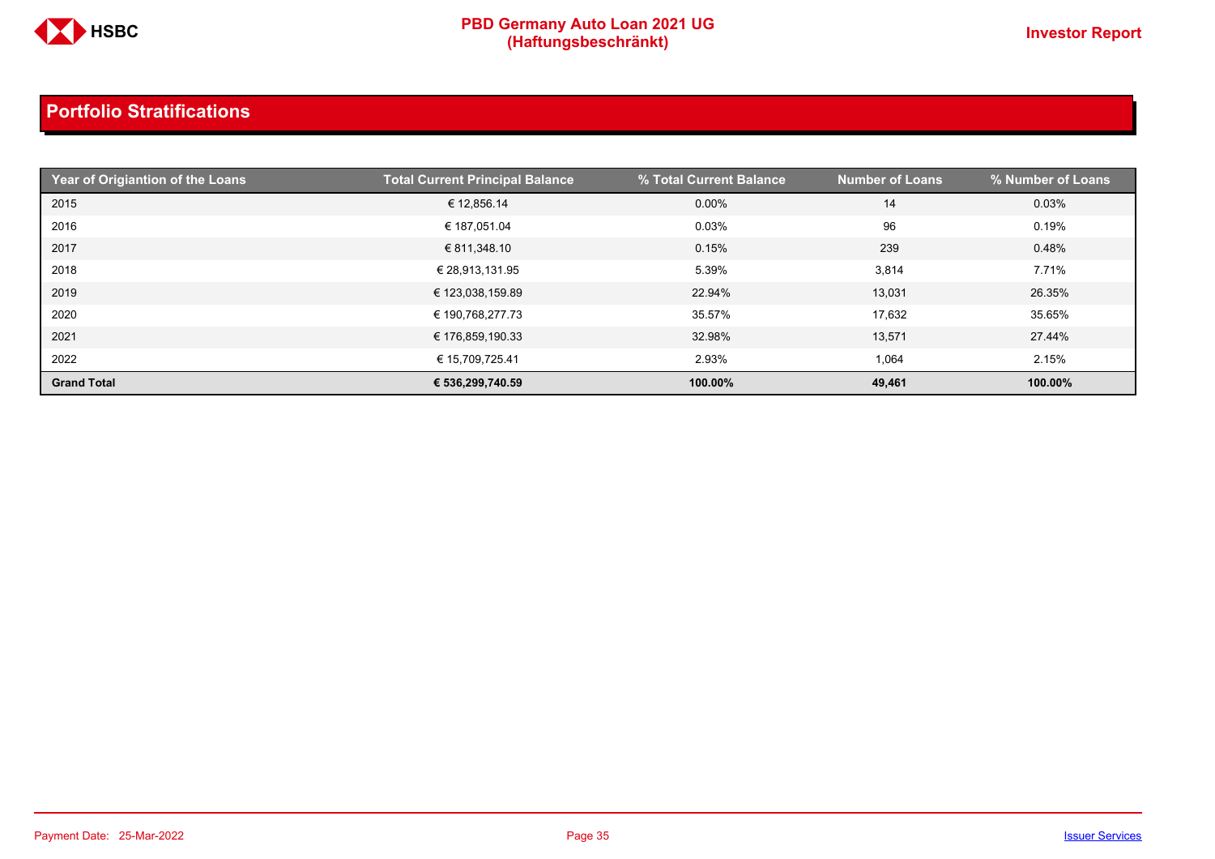## Portfolio Stratifications

| Year of Origiantion of the Loans | Total Current Principal Balance | % Total Current Balance | Number of Loans | % Number of Loans |
|---|---|---|---|---|
| 2015 | € 12,856.14 | 0.00% | 14 | 0.03% |
| 2016 | € 187,051.04 | 0.03% | 96 | 0.19% |
| 2017 | € 811,348.10 | 0.15% | 239 | 0.48% |
| 2018 | € 28,913,131.95 | 5.39% | 3,814 | 7.71% |
| 2019 | € 123,038,159.89 | 22.94% | 13,031 | 26.35% |
| 2020 | € 190,768,277.73 | 35.57% | 17,632 | 35.65% |
| 2021 | € 176,859,190.33 | 32.98% | 13,571 | 27.44% |
| 2022 | € 15,709,725.41 | 2.93% | 1,064 | 2.15% |
| **Grand Total** | **€ 536,299,740.59** | **100.00%** | **49,461** | **100.00%** |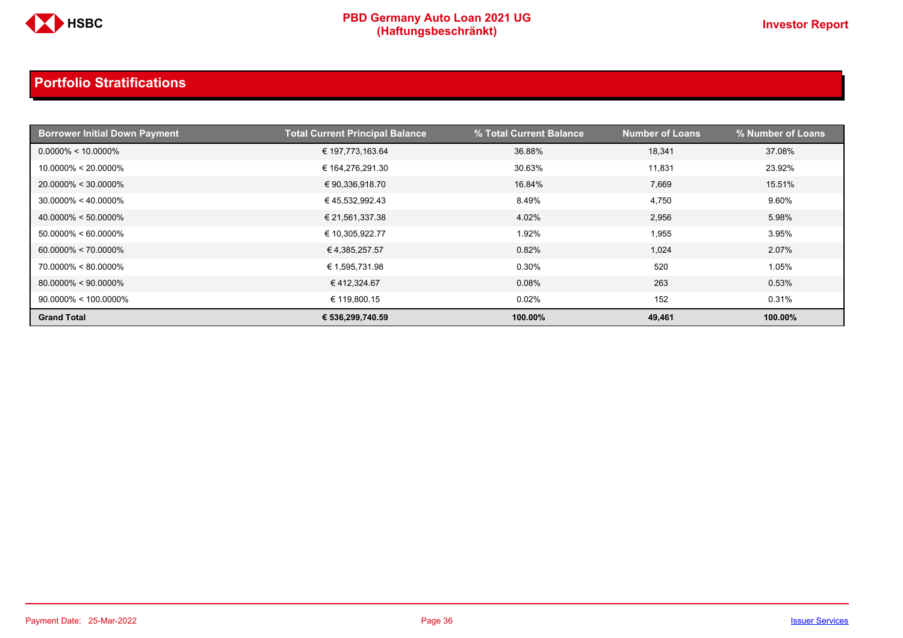## Portfolio Stratifications

| Borrower Initial Down Payment | Total Current Principal Balance | % Total Current Balance | Number of Loans | % Number of Loans |
|---|---|---|---|---|
| 0.0000% < 10.0000% | € 197,773,163.64 | 36.88% | 18,341 | 37.08% |
| 10.0000% < 20.0000% | € 164,276,291.30 | 30.63% | 11,831 | 23.92% |
| 20.0000% < 30.0000% | € 90,336,918.70 | 16.84% | 7,669 | 15.51% |
| 30.0000% < 40.0000% | € 45,532,992.43 | 8.49% | 4,750 | 9.60% |
| 40.0000% < 50.0000% | € 21,561,337.38 | 4.02% | 2,956 | 5.98% |
| 50.0000% < 60.0000% | € 10,305,922.77 | 1.92% | 1,955 | 3.95% |
| 60.0000% < 70.0000% | € 4,385,257.57 | 0.82% | 1,024 | 2.07% |
| 70.0000% < 80.0000% | € 1,595,731.98 | 0.30% | 520 | 1.05% |
| 80.0000% < 90.0000% | € 412,324.67 | 0.08% | 263 | 0.53% |
| 90.0000% < 100.0000% | € 119,800.15 | 0.02% | 152 | 0.31% |
| **Grand Total** | **€ 536,299,740.59** | **100.00%** | **49,461** | **100.00%** |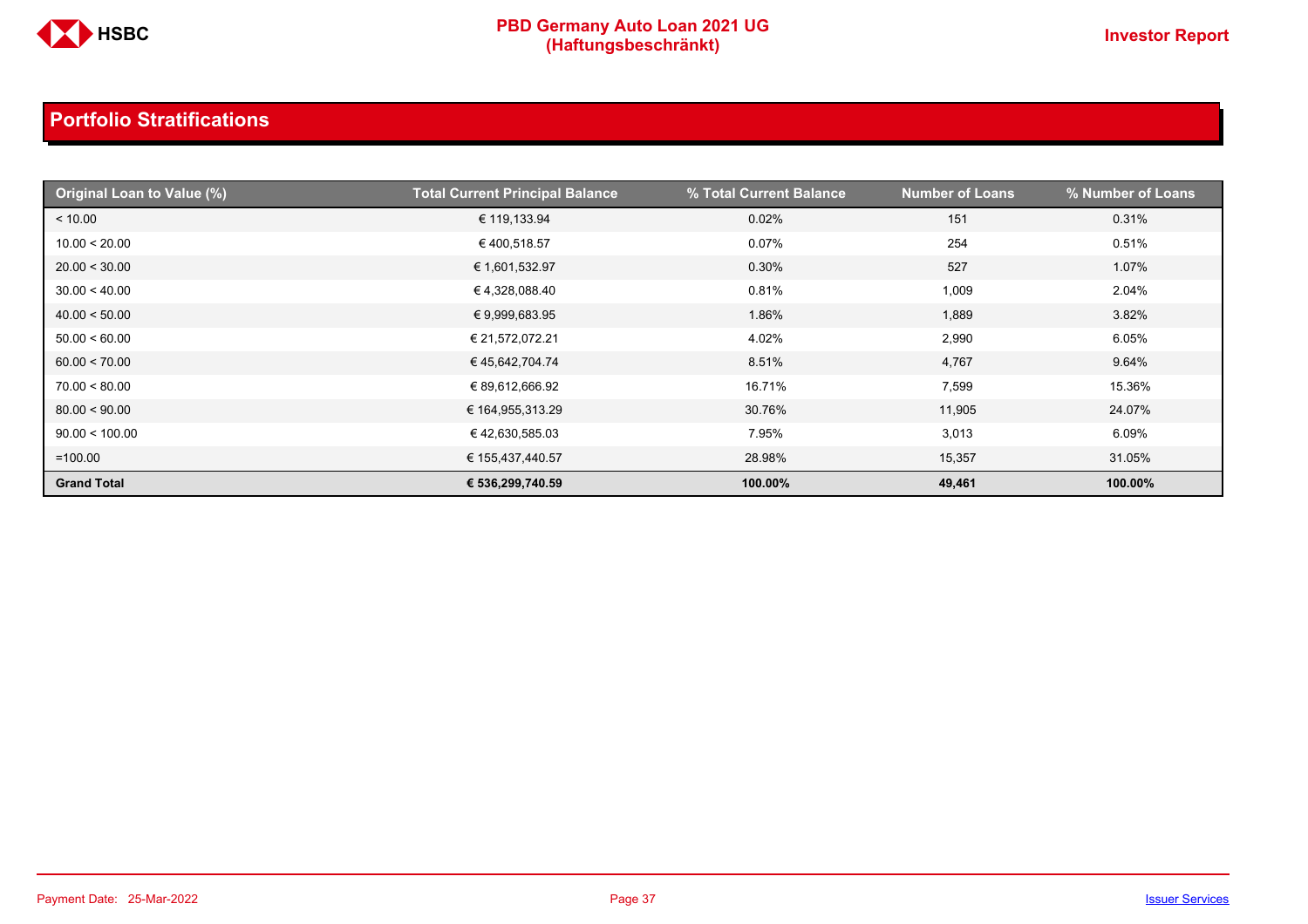## Portfolio Stratifications

| Original Loan to Value (%) | Total Current Principal Balance | % Total Current Balance | Number of Loans | % Number of Loans |
|---|---|---|---|---|
| < 10.00 | € 119,133.94 | 0.02% | 151 | 0.31% |
| 10.00 < 20.00 | € 400,518.57 | 0.07% | 254 | 0.51% |
| 20.00 < 30.00 | € 1,601,532.97 | 0.30% | 527 | 1.07% |
| 30.00 < 40.00 | € 4,328,088.40 | 0.81% | 1,009 | 2.04% |
| 40.00 < 50.00 | € 9,999,683.95 | 1.86% | 1,889 | 3.82% |
| 50.00 < 60.00 | € 21,572,072.21 | 4.02% | 2,990 | 6.05% |
| 60.00 < 70.00 | € 45,642,704.74 | 8.51% | 4,767 | 9.64% |
| 70.00 < 80.00 | € 89,612,666.92 | 16.71% | 7,599 | 15.36% |
| 80.00 < 90.00 | € 164,955,313.29 | 30.76% | 11,905 | 24.07% |
| 90.00 < 100.00 | € 42,630,585.03 | 7.95% | 3,013 | 6.09% |
| =100.00 | € 155,437,440.57 | 28.98% | 15,357 | 31.05% |
| **Grand Total** | **€ 536,299,740.59** | **100.00%** | **49,461** | **100.00%** |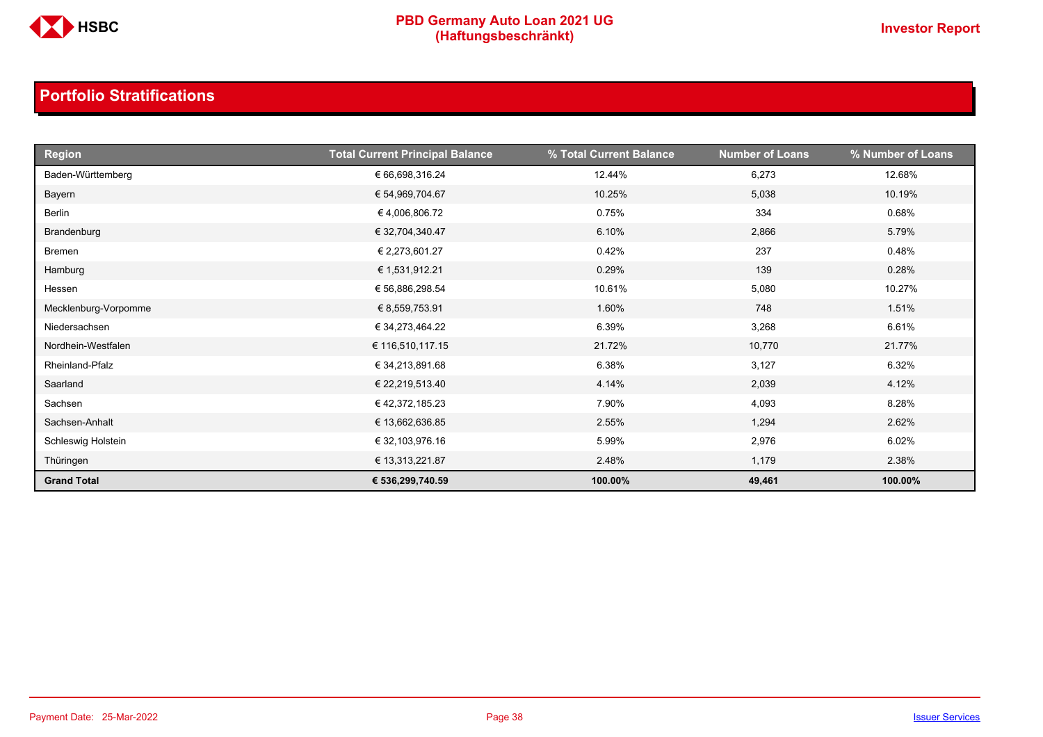## Portfolio Stratifications

| Region | Total Current Principal Balance | % Total Current Balance | Number of Loans | % Number of Loans |
|---|---|---|---|---|
| Baden-Württemberg | € 66,698,316.24 | 12.44% | 6,273 | 12.68% |
| Bayern | € 54,969,704.67 | 10.25% | 5,038 | 10.19% |
| Berlin | € 4,006,806.72 | 0.75% | 334 | 0.68% |
| Brandenburg | € 32,704,340.47 | 6.10% | 2,866 | 5.79% |
| Bremen | € 2,273,601.27 | 0.42% | 237 | 0.48% |
| Hamburg | € 1,531,912.21 | 0.29% | 139 | 0.28% |
| Hessen | € 56,886,298.54 | 10.61% | 5,080 | 10.27% |
| Mecklenburg-Vorpomme | € 8,559,753.91 | 1.60% | 748 | 1.51% |
| Niedersachsen | € 34,273,464.22 | 6.39% | 3,268 | 6.61% |
| Nordhein-Westfalen | € 116,510,117.15 | 21.72% | 10,770 | 21.77% |
| Rheinland-Pfalz | € 34,213,891.68 | 6.38% | 3,127 | 6.32% |
| Saarland | € 22,219,513.40 | 4.14% | 2,039 | 4.12% |
| Sachsen | € 42,372,185.23 | 7.90% | 4,093 | 8.28% |
| Sachsen-Anhalt | € 13,662,636.85 | 2.55% | 1,294 | 2.62% |
| Schleswig Holstein | € 32,103,976.16 | 5.99% | 2,976 | 6.02% |
| Thüringen | € 13,313,221.87 | 2.48% | 1,179 | 2.38% |
| **Grand Total** | **€ 536,299,740.59** | **100.00%** | **49,461** | **100.00%** |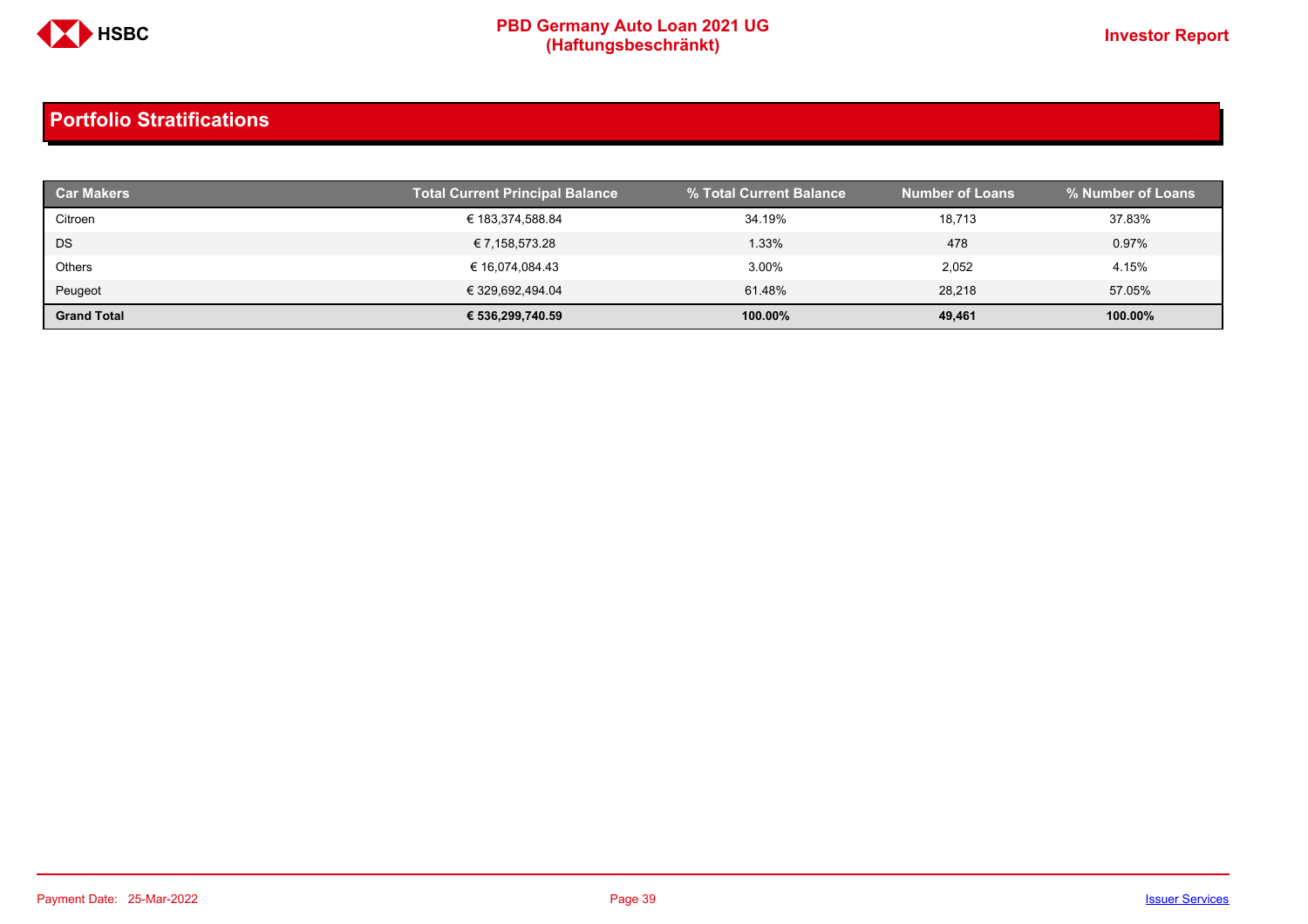## Portfolio Stratifications

| Car Makers | Total Current Principal Balance | % Total Current Balance | Number of Loans | % Number of Loans |
|---|---|---|---|---|
| Citroen | € 183,374,588.84 | 34.19% | 18,713 | 37.83% |
| DS | € 7,158,573.28 | 1.33% | 478 | 0.97% |
| Others | € 16,074,084.43 | 3.00% | 2,052 | 4.15% |
| Peugeot | € 329,692,494.04 | 61.48% | 28,218 | 57.05% |
| **Grand Total** | **€ 536,299,740.59** | **100.00%** | **49,461** | **100.00%** |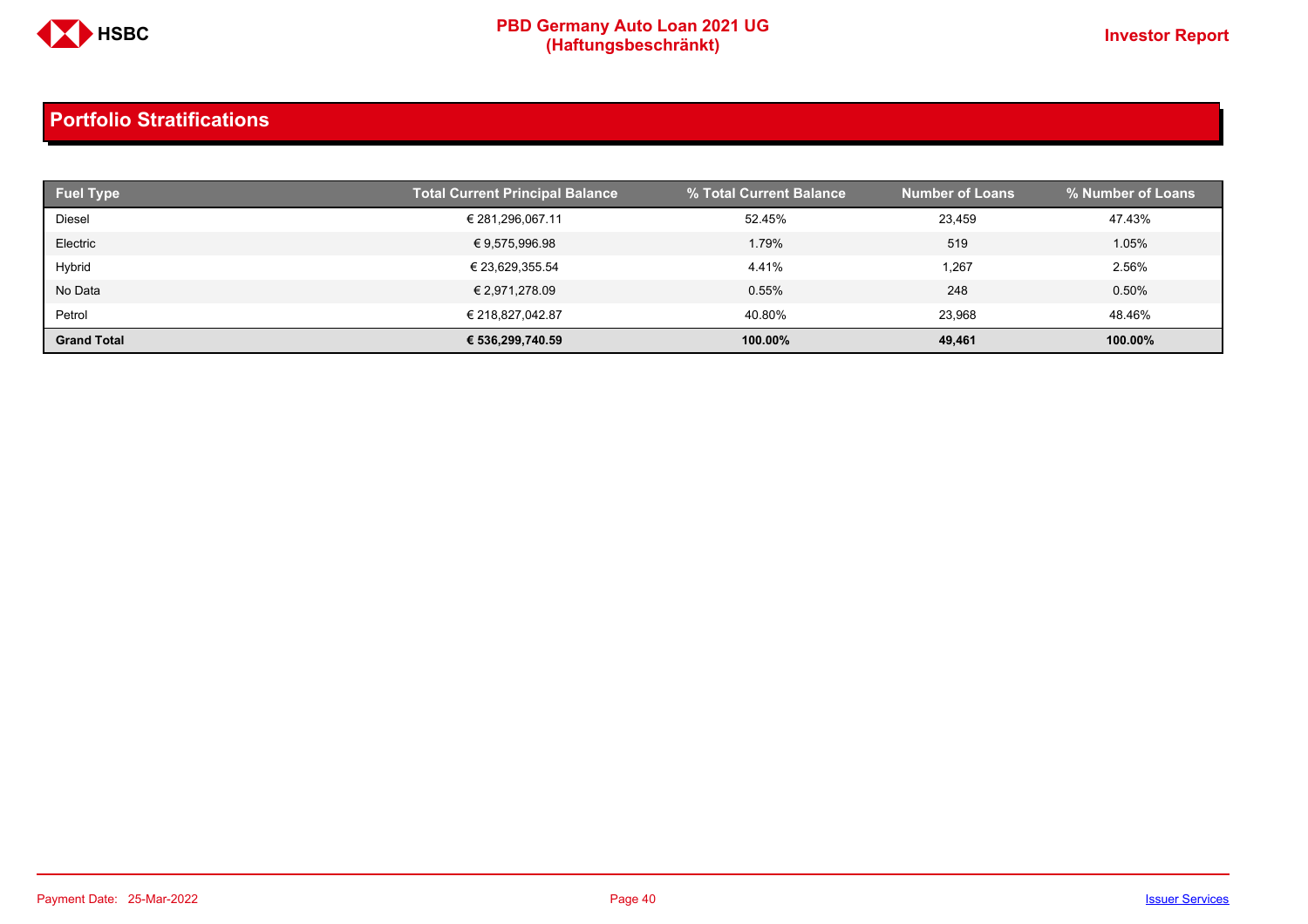## Portfolio Stratifications

| Fuel Type | Total Current Principal Balance | % Total Current Balance | Number of Loans | % Number of Loans |
|---|---|---|---|---|
| Diesel | € 281,296,067.11 | 52.45% | 23,459 | 47.43% |
| Electric | € 9,575,996.98 | 1.79% | 519 | 1.05% |
| Hybrid | € 23,629,355.54 | 4.41% | 1,267 | 2.56% |
| No Data | € 2,971,278.09 | 0.55% | 248 | 0.50% |
| Petrol | € 218,827,042.87 | 40.80% | 23,968 | 48.46% |
| **Grand Total** | **€ 536,299,740.59** | **100.00%** | **49,461** | **100.00%** |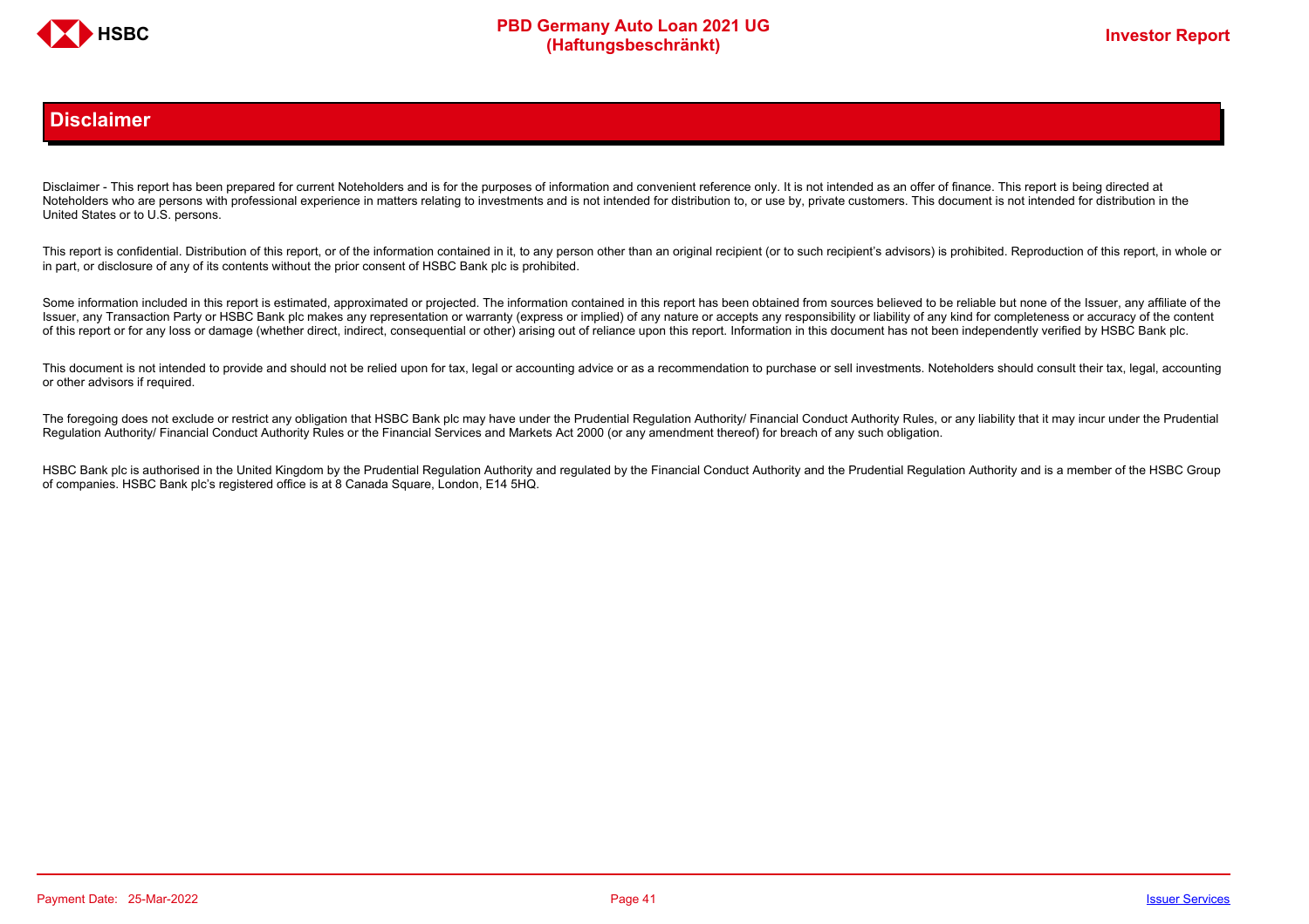## Disclaimer

Disclaimer - This report has been prepared for current Noteholders and is for the purposes of information and convenient reference only. It is not intended as an offer of finance. This report is being directed at Noteholders who are persons with professional experience in matters relating to investments and is not intended for distribution to, or use by, private customers. This document is not intended for distribution in the United States or to U.S. persons.

This report is confidential. Distribution of this report, or of the information contained in it, to any person other than an original recipient (or to such recipient's advisors) is prohibited. Reproduction of this report, in whole or in part, or disclosure of any of its contents without the prior consent of HSBC Bank plc is prohibited.

Some information included in this report is estimated, approximated or projected. The information contained in this report has been obtained from sources believed to be reliable but none of the Issuer, any affiliate of the Issuer, any Transaction Party or HSBC Bank plc makes any representation or warranty (express or implied) of any nature or accepts any responsibility or liability of any kind for completeness or accuracy of the content of this report or for any loss or damage (whether direct, indirect, consequential or other) arising out of reliance upon this report. Information in this document has not been independently verified by HSBC Bank plc.

This document is not intended to provide and should not be relied upon for tax, legal or accounting advice or as a recommendation to purchase or sell investments. Noteholders should consult their tax, legal, accounting or other advisors if required.

The foregoing does not exclude or restrict any obligation that HSBC Bank plc may have under the Prudential Regulation Authority/ Financial Conduct Authority Rules, or any liability that it may incur under the Prudential Regulation Authority/ Financial Conduct Authority Rules or the Financial Services and Markets Act 2000 (or any amendment thereof) for breach of any such obligation.

HSBC Bank plc is authorised in the United Kingdom by the Prudential Regulation Authority and regulated by the Financial Conduct Authority and the Prudential Regulation Authority and is a member of the HSBC Group of companies. HSBC Bank plc's registered office is at 8 Canada Square, London, E14 5HQ.